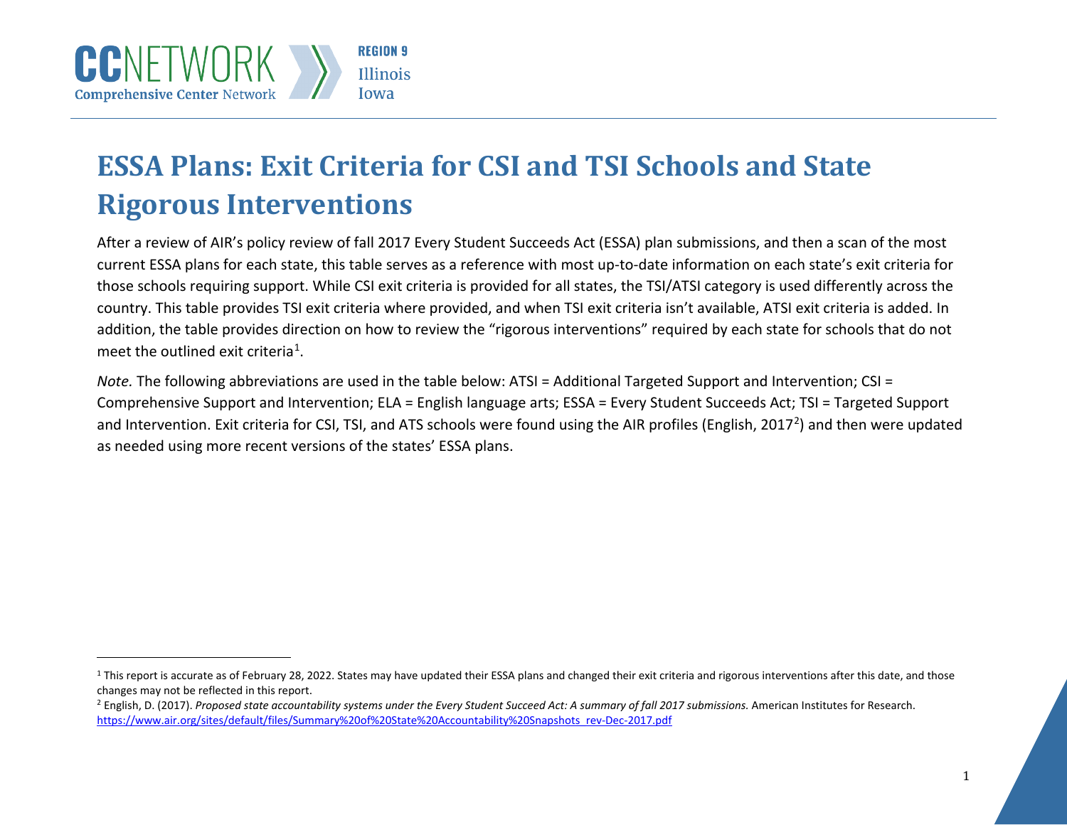# ESSA Plans: Exit Criteria for CSI and TSI Schools and State Rigorous Interventions

After a review of AIR's policy review of fall 2017 Every Student Succeeds Act (ESSA) plan submissions, and then a scan of the most current ESSA plans for each state, this table serves as a reference with most up-to-date information on each state's exit criteria for those schools requiring support. While CSI exit criteria is provided for all states, the TSI/ATSI category is used differently across the country. This table provides TSI exit criteria where provided, and when TSI exit criteria isn't available, ATSI exit criteria is added. In addition, the table provides direction on how to review the "rigorous interventions" required by each state for schools that do not meet the outlined exit criteria[1].

*Note.* The following abbreviations are used in the table below: ATSI = Additional Targeted Support and Intervention; CSI = Comprehensive Support and Intervention; ELA = English language arts; ESSA = Every Student Succeeds Act; TSI = Targeted Support and Intervention. Exit criteria for CSI, TSI, and ATS schools were found using the AIR profiles (English, 2017[2]) and then were updated as needed using more recent versions of the states' ESSA plans.

---

[1] This report is accurate as of February 28, 2022. States may have updated their ESSA plans and changed their exit criteria and rigorous interventions after this date, and those changes may not be reflected in this report.

[2] English, D. (2017). *Proposed state accountability systems under the Every Student Succeed Act: A summary of fall 2017 submissions.* American Institutes for Research. https://www.air.org/sites/default/files/Summary%20of%20State%20Accountability%20Snapshots_rev-Dec-2017.pdf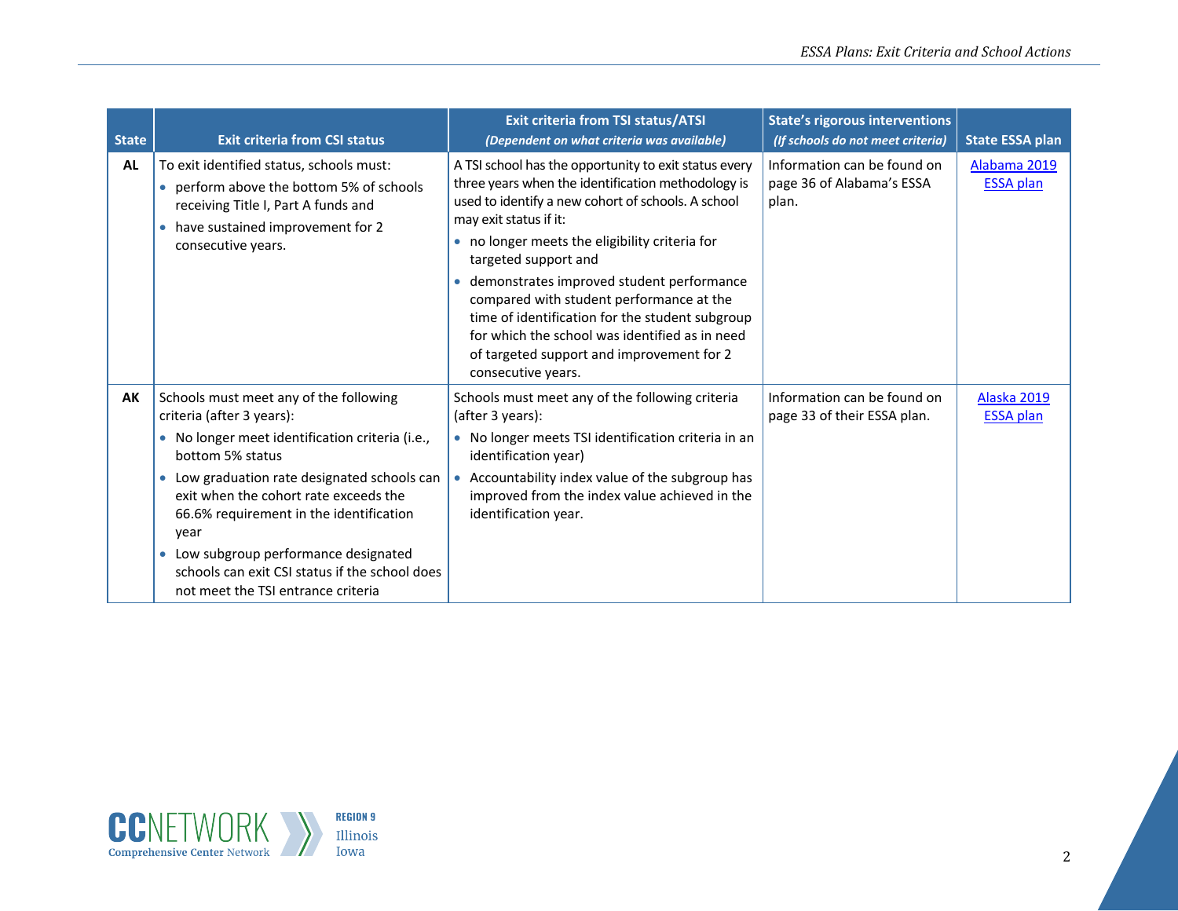| State | Exit criteria from CSI status | Exit criteria from TSI status/ATSI *(Dependent on what criteria was available)* | State's rigorous interventions *(If schools do not meet criteria)* | State ESSA plan |
|---|---|---|---|---|
| **AL** | To exit identified status, schools must:<br>• perform above the bottom 5% of schools receiving Title I, Part A funds and<br>• have sustained improvement for 2 consecutive years. | A TSI school has the opportunity to exit status every three years when the identification methodology is used to identify a new cohort of schools. A school may exit status if it:<br>• no longer meets the eligibility criteria for targeted support and<br>• demonstrates improved student performance compared with student performance at the time of identification for the student subgroup for which the school was identified as in need of targeted support and improvement for 2 consecutive years. | Information can be found on page 36 of Alabama's ESSA plan. | Alabama 2019 ESSA plan |
| **AK** | Schools must meet any of the following criteria (after 3 years):<br>• No longer meet identification criteria (i.e., bottom 5% status<br>• Low graduation rate designated schools can exit when the cohort rate exceeds the 66.6% requirement in the identification year<br>• Low subgroup performance designated schools can exit CSI status if the school does not meet the TSI entrance criteria | Schools must meet any of the following criteria (after 3 years):<br>• No longer meets TSI identification criteria in an identification year)<br>• Accountability index value of the subgroup has improved from the index value achieved in the identification year. | Information can be found on page 33 of their ESSA plan. | Alaska 2019 ESSA plan |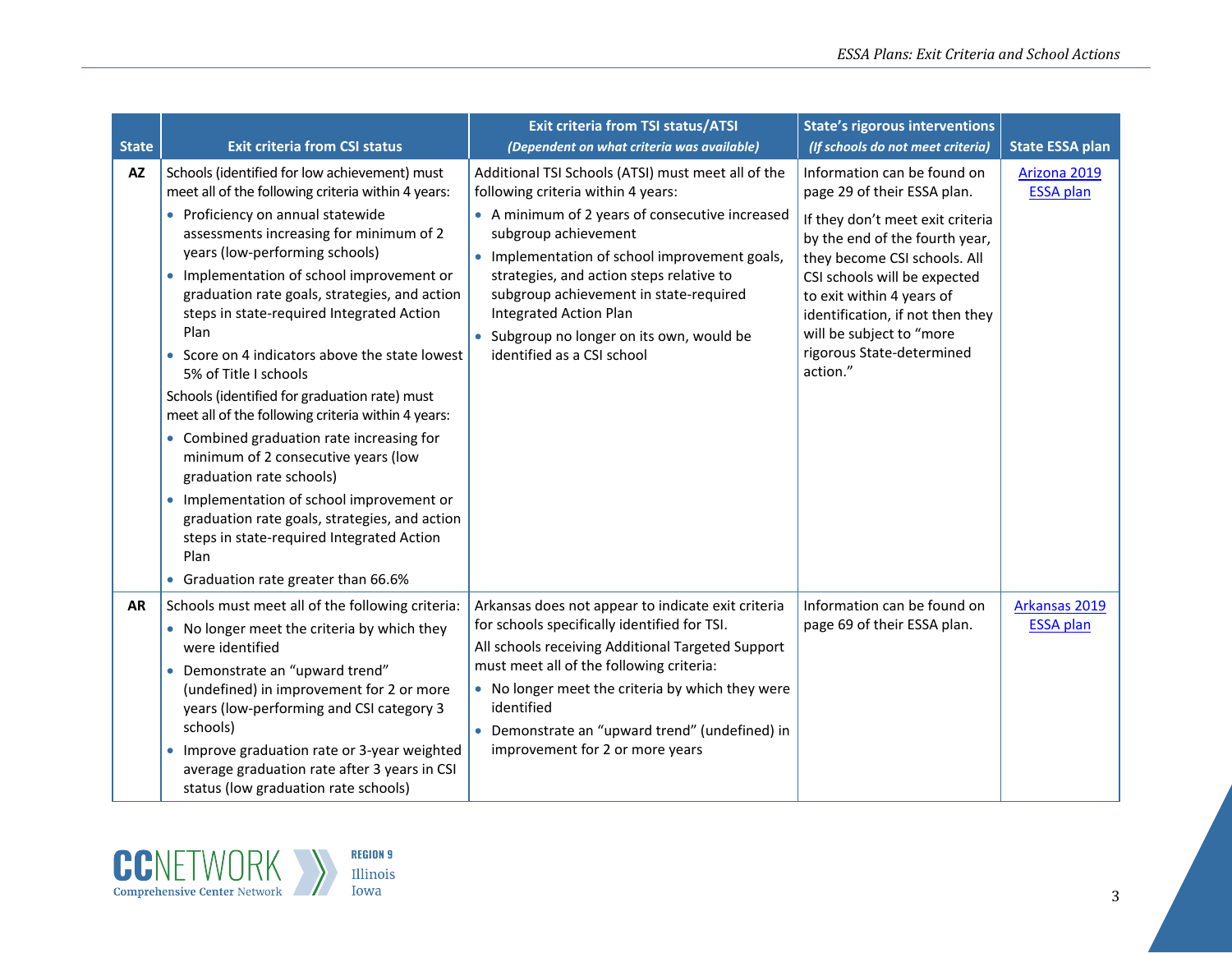| State | Exit criteria from CSI status | Exit criteria from TSI status/ATSI *(Dependent on what criteria was available)* | State's rigorous interventions *(If schools do not meet criteria)* | State ESSA plan |
|---|---|---|---|---|
| **AZ** | Schools (identified for low achievement) must meet all of the following criteria within 4 years:<br>• Proficiency on annual statewide assessments increasing for minimum of 2 years (low-performing schools)<br>• Implementation of school improvement or graduation rate goals, strategies, and action steps in state-required Integrated Action Plan<br>• Score on 4 indicators above the state lowest 5% of Title I schools<br>Schools (identified for graduation rate) must meet all of the following criteria within 4 years:<br>• Combined graduation rate increasing for minimum of 2 consecutive years (low graduation rate schools)<br>• Implementation of school improvement or graduation rate goals, strategies, and action steps in state-required Integrated Action Plan<br>• Graduation rate greater than 66.6% | Additional TSI Schools (ATSI) must meet all of the following criteria within 4 years:<br>• A minimum of 2 years of consecutive increased subgroup achievement<br>• Implementation of school improvement goals, strategies, and action steps relative to subgroup achievement in state-required Integrated Action Plan<br>• Subgroup no longer on its own, would be identified as a CSI school | Information can be found on page 29 of their ESSA plan.<br>If they don't meet exit criteria by the end of the fourth year, they become CSI schools. All CSI schools will be expected to exit within 4 years of identification, if not then they will be subject to "more rigorous State-determined action." | Arizona 2019 ESSA plan |
| **AR** | Schools must meet all of the following criteria:<br>• No longer meet the criteria by which they were identified<br>• Demonstrate an "upward trend" (undefined) in improvement for 2 or more years (low-performing and CSI category 3 schools)<br>• Improve graduation rate or 3-year weighted average graduation rate after 3 years in CSI status (low graduation rate schools) | Arkansas does not appear to indicate exit criteria for schools specifically identified for TSI.<br>All schools receiving Additional Targeted Support must meet all of the following criteria:<br>• No longer meet the criteria by which they were identified<br>• Demonstrate an "upward trend" (undefined) in improvement for 2 or more years | Information can be found on page 69 of their ESSA plan. | Arkansas 2019 ESSA plan |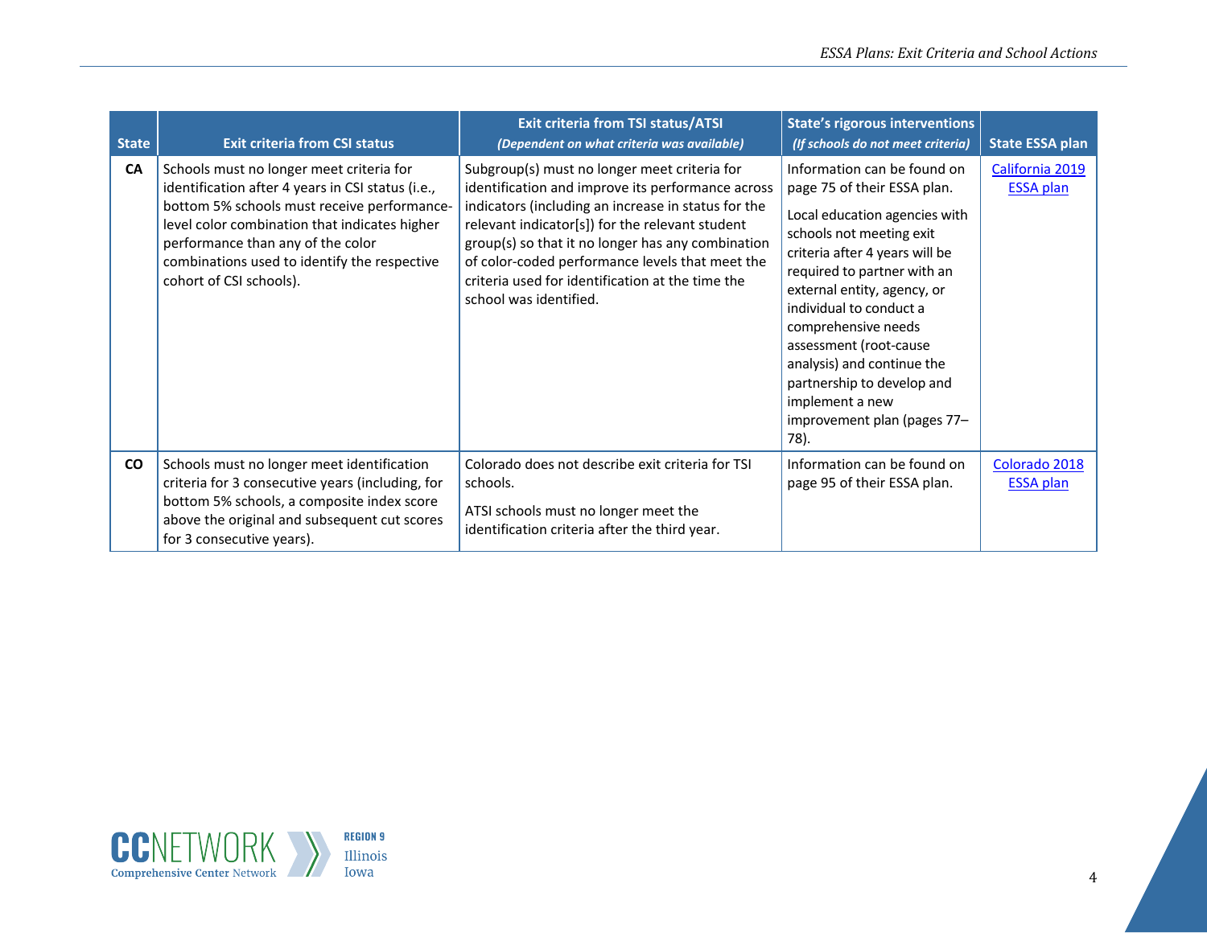| State | Exit criteria from CSI status | Exit criteria from TSI status/ATSI *(Dependent on what criteria was available)* | State's rigorous interventions *(If schools do not meet criteria)* | State ESSA plan |
|---|---|---|---|---|
| **CA** | Schools must no longer meet criteria for identification after 4 years in CSI status (i.e., bottom 5% schools must receive performance-level color combination that indicates higher performance than any of the color combinations used to identify the respective cohort of CSI schools). | Subgroup(s) must no longer meet criteria for identification and improve its performance across indicators (including an increase in status for the relevant indicator[s]) for the relevant student group(s) so that it no longer has any combination of color-coded performance levels that meet the criteria used for identification at the time the school was identified. | Information can be found on page 75 of their ESSA plan.<br><br>Local education agencies with schools not meeting exit criteria after 4 years will be required to partner with an external entity, agency, or individual to conduct a comprehensive needs assessment (root-cause analysis) and continue the partnership to develop and implement a new improvement plan (pages 77–78). | California 2019 ESSA plan |
| **CO** | Schools must no longer meet identification criteria for 3 consecutive years (including, for bottom 5% schools, a composite index score above the original and subsequent cut scores for 3 consecutive years). | Colorado does not describe exit criteria for TSI schools.<br><br>ATSI schools must no longer meet the identification criteria after the third year. | Information can be found on page 95 of their ESSA plan. | Colorado 2018 ESSA plan |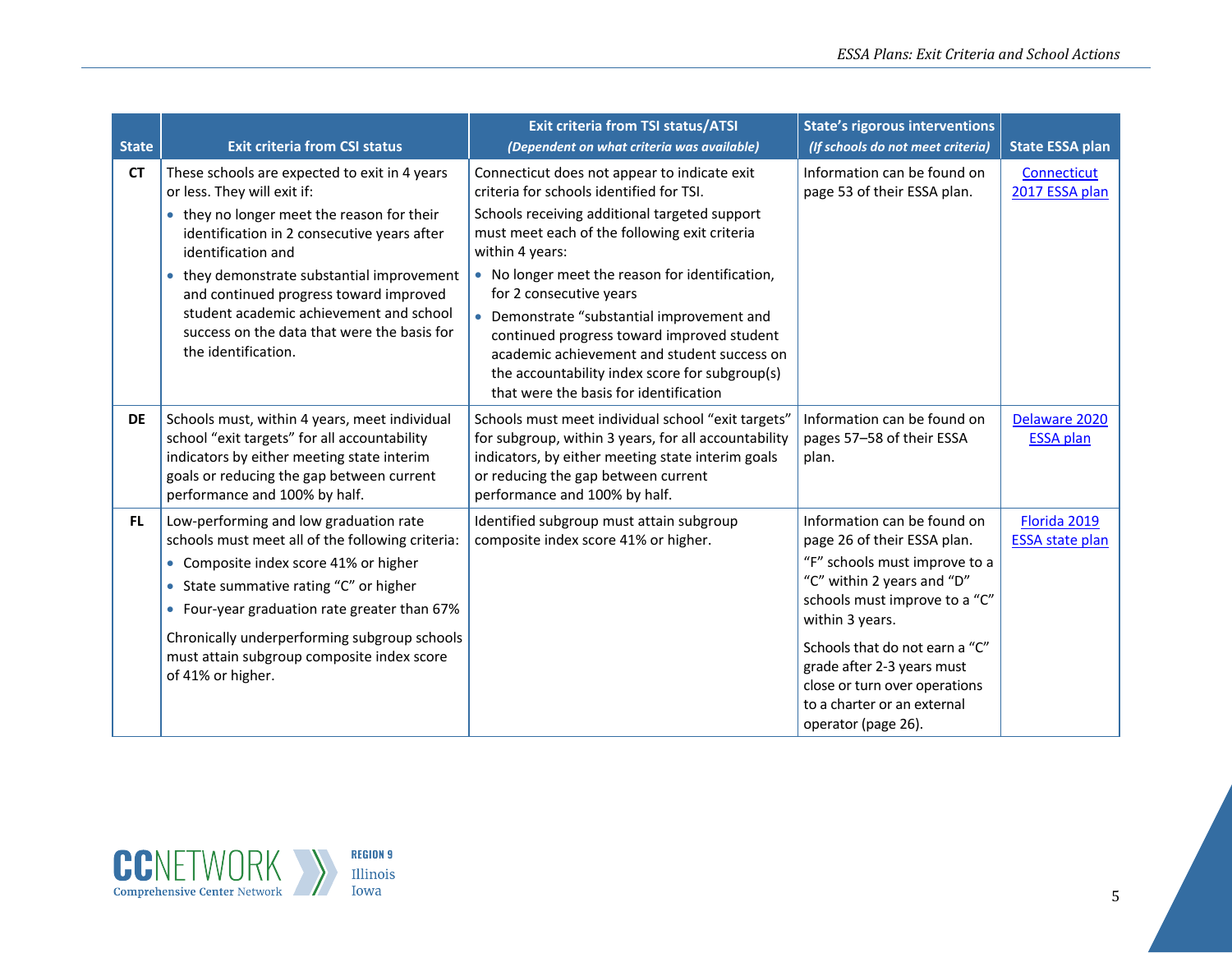| State | Exit criteria from CSI status | Exit criteria from TSI status/ATSI *(Dependent on what criteria was available)* | State's rigorous interventions *(If schools do not meet criteria)* | State ESSA plan |
|---|---|---|---|---|
| **CT** | These schools are expected to exit in 4 years or less. They will exit if:<br>• they no longer meet the reason for their identification in 2 consecutive years after identification and<br>• they demonstrate substantial improvement and continued progress toward improved student academic achievement and school success on the data that were the basis for the identification. | Connecticut does not appear to indicate exit criteria for schools identified for TSI.<br>Schools receiving additional targeted support must meet each of the following exit criteria within 4 years:<br>• No longer meet the reason for identification, for 2 consecutive years<br>• Demonstrate "substantial improvement and continued progress toward improved student academic achievement and student success on the accountability index score for subgroup(s) that were the basis for identification | Information can be found on page 53 of their ESSA plan. | Connecticut 2017 ESSA plan |
| **DE** | Schools must, within 4 years, meet individual school "exit targets" for all accountability indicators by either meeting state interim goals or reducing the gap between current performance and 100% by half. | Schools must meet individual school "exit targets" for subgroup, within 3 years, for all accountability indicators, by either meeting state interim goals or reducing the gap between current performance and 100% by half. | Information can be found on pages 57–58 of their ESSA plan. | Delaware 2020 ESSA plan |
| **FL** | Low-performing and low graduation rate schools must meet all of the following criteria:<br>• Composite index score 41% or higher<br>• State summative rating "C" or higher<br>• Four-year graduation rate greater than 67%<br>Chronically underperforming subgroup schools must attain subgroup composite index score of 41% or higher. | Identified subgroup must attain subgroup composite index score 41% or higher. | Information can be found on page 26 of their ESSA plan.<br>"F" schools must improve to a "C" within 2 years and "D" schools must improve to a "C" within 3 years.<br>Schools that do not earn a "C" grade after 2-3 years must close or turn over operations to a charter or an external operator (page 26). | Florida 2019 ESSA state plan |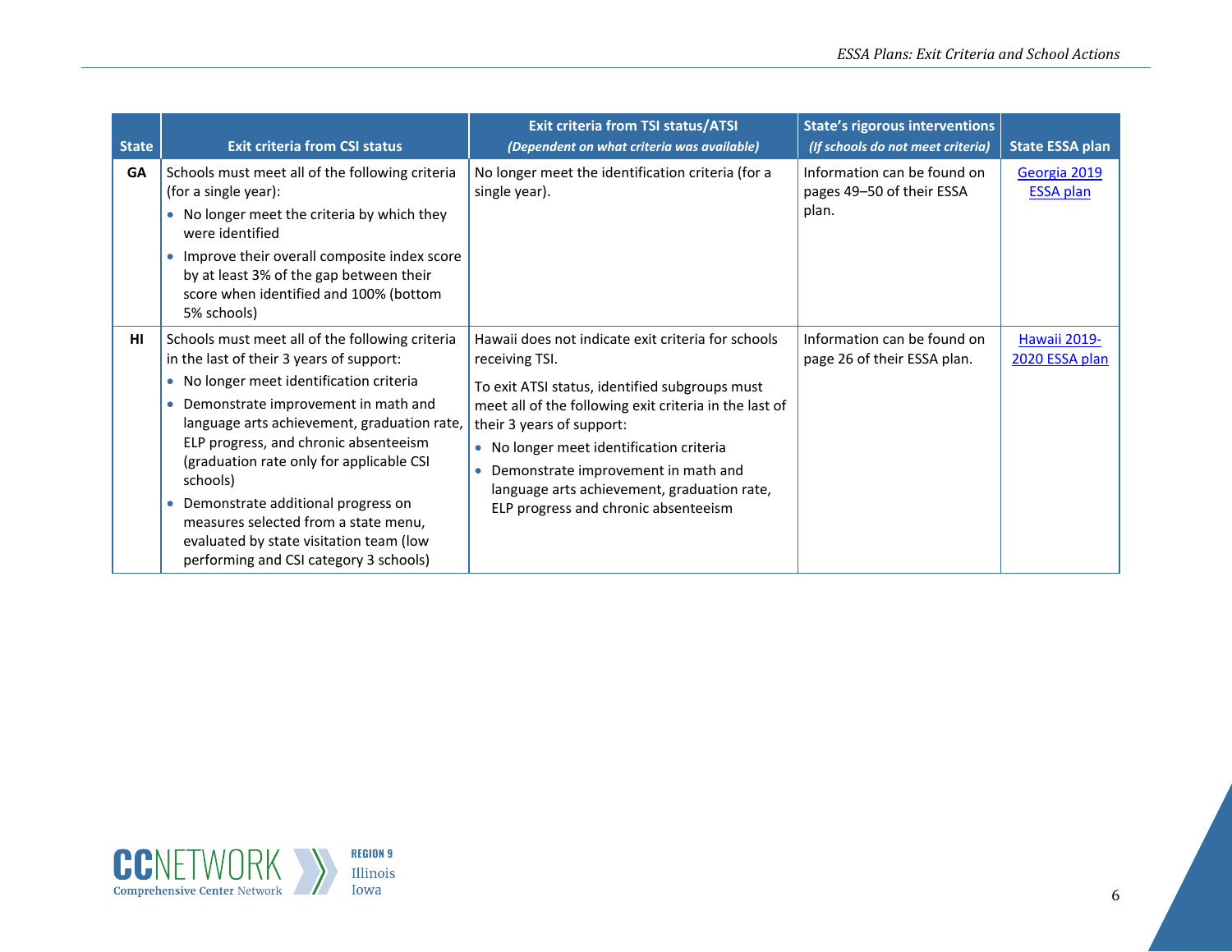| State | Exit criteria from CSI status | Exit criteria from TSI status/ATSI *(Dependent on what criteria was available)* | State's rigorous interventions *(If schools do not meet criteria)* | State ESSA plan |
|---|---|---|---|---|
| **GA** | Schools must meet all of the following criteria (for a single year):<br>• No longer meet the criteria by which they were identified<br>• Improve their overall composite index score by at least 3% of the gap between their score when identified and 100% (bottom 5% schools) | No longer meet the identification criteria (for a single year). | Information can be found on pages 49–50 of their ESSA plan. | Georgia 2019 ESSA plan |
| **HI** | Schools must meet all of the following criteria in the last of their 3 years of support:<br>• No longer meet identification criteria<br>• Demonstrate improvement in math and language arts achievement, graduation rate, ELP progress, and chronic absenteeism (graduation rate only for applicable CSI schools)<br>• Demonstrate additional progress on measures selected from a state menu, evaluated by state visitation team (low performing and CSI category 3 schools) | Hawaii does not indicate exit criteria for schools receiving TSI.<br>To exit ATSI status, identified subgroups must meet all of the following exit criteria in the last of their 3 years of support:<br>• No longer meet identification criteria<br>• Demonstrate improvement in math and language arts achievement, graduation rate, ELP progress and chronic absenteeism | Information can be found on page 26 of their ESSA plan. | Hawaii 2019-2020 ESSA plan |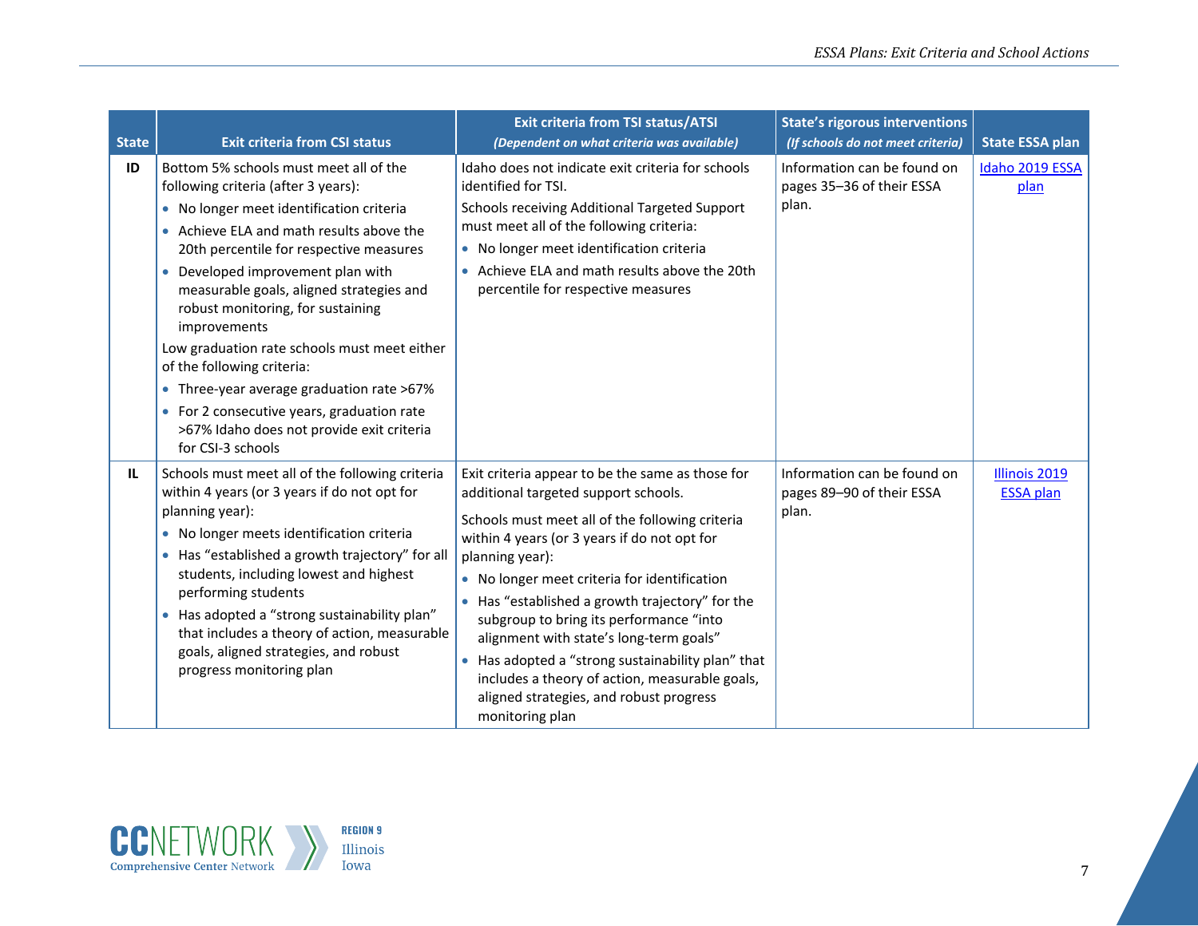| State | Exit criteria from CSI status | Exit criteria from TSI status/ATSI *(Dependent on what criteria was available)* | State's rigorous interventions *(If schools do not meet criteria)* | State ESSA plan |
|---|---|---|---|---|
| ID | Bottom 5% schools must meet all of the following criteria (after 3 years):<br>• No longer meet identification criteria<br>• Achieve ELA and math results above the 20th percentile for respective measures<br>• Developed improvement plan with measurable goals, aligned strategies and robust monitoring, for sustaining improvements<br>Low graduation rate schools must meet either of the following criteria:<br>• Three-year average graduation rate >67%<br>• For 2 consecutive years, graduation rate >67% Idaho does not provide exit criteria for CSI-3 schools | Idaho does not indicate exit criteria for schools identified for TSI.<br>Schools receiving Additional Targeted Support must meet all of the following criteria:<br>• No longer meet identification criteria<br>• Achieve ELA and math results above the 20th percentile for respective measures | Information can be found on pages 35–36 of their ESSA plan. | Idaho 2019 ESSA plan |
| IL | Schools must meet all of the following criteria within 4 years (or 3 years if do not opt for planning year):<br>• No longer meets identification criteria<br>• Has "established a growth trajectory" for all students, including lowest and highest performing students<br>• Has adopted a "strong sustainability plan" that includes a theory of action, measurable goals, aligned strategies, and robust progress monitoring plan | Exit criteria appear to be the same as those for additional targeted support schools.<br>Schools must meet all of the following criteria within 4 years (or 3 years if do not opt for planning year):<br>• No longer meet criteria for identification<br>• Has "established a growth trajectory" for the subgroup to bring its performance "into alignment with state's long-term goals"<br>• Has adopted a "strong sustainability plan" that includes a theory of action, measurable goals, aligned strategies, and robust progress monitoring plan | Information can be found on pages 89–90 of their ESSA plan. | Illinois 2019 ESSA plan |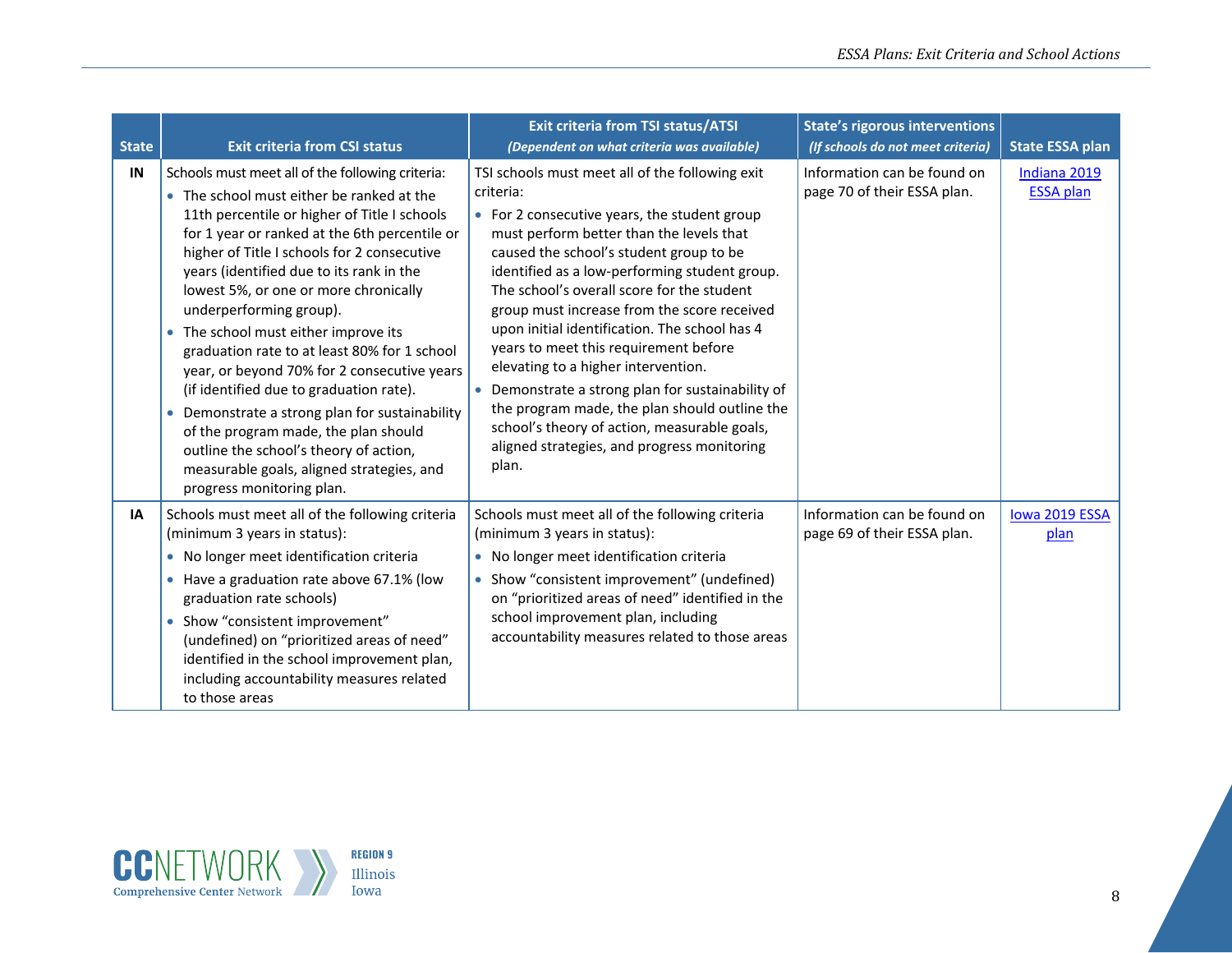| State | Exit criteria from CSI status | Exit criteria from TSI status/ATSI *(Dependent on what criteria was available)* | State's rigorous interventions *(If schools do not meet criteria)* | State ESSA plan |
|---|---|---|---|---|
| IN | Schools must meet all of the following criteria:<br>• The school must either be ranked at the 11th percentile or higher of Title I schools for 1 year or ranked at the 6th percentile or higher of Title I schools for 2 consecutive years (identified due to its rank in the lowest 5%, or one or more chronically underperforming group).<br>• The school must either improve its graduation rate to at least 80% for 1 school year, or beyond 70% for 2 consecutive years (if identified due to graduation rate).<br>• Demonstrate a strong plan for sustainability of the program made, the plan should outline the school's theory of action, measurable goals, aligned strategies, and progress monitoring plan. | TSI schools must meet all of the following exit criteria:<br>• For 2 consecutive years, the student group must perform better than the levels that caused the school's student group to be identified as a low-performing student group. The school's overall score for the student group must increase from the score received upon initial identification. The school has 4 years to meet this requirement before elevating to a higher intervention.<br>• Demonstrate a strong plan for sustainability of the program made, the plan should outline the school's theory of action, measurable goals, aligned strategies, and progress monitoring plan. | Information can be found on page 70 of their ESSA plan. | Indiana 2019 ESSA plan |
| IA | Schools must meet all of the following criteria (minimum 3 years in status):<br>• No longer meet identification criteria<br>• Have a graduation rate above 67.1% (low graduation rate schools)<br>• Show "consistent improvement" (undefined) on "prioritized areas of need" identified in the school improvement plan, including accountability measures related to those areas | Schools must meet all of the following criteria (minimum 3 years in status):<br>• No longer meet identification criteria<br>• Show "consistent improvement" (undefined) on "prioritized areas of need" identified in the school improvement plan, including accountability measures related to those areas | Information can be found on page 69 of their ESSA plan. | Iowa 2019 ESSA plan |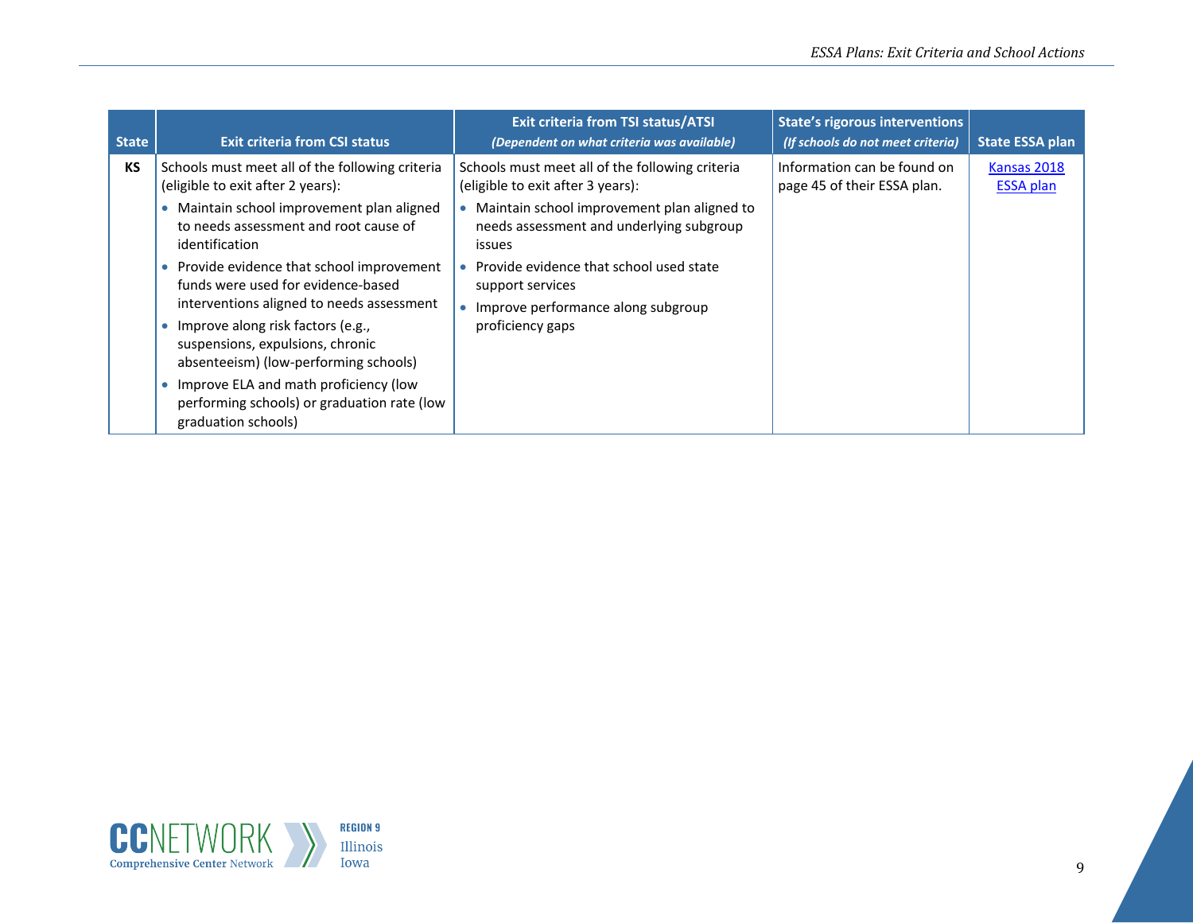| State | Exit criteria from CSI status | Exit criteria from TSI status/ATSI *(Dependent on what criteria was available)* | State's rigorous interventions *(If schools do not meet criteria)* | State ESSA plan |
|---|---|---|---|---|
| **KS** | Schools must meet all of the following criteria (eligible to exit after 2 years):<br>• Maintain school improvement plan aligned to needs assessment and root cause of identification<br>• Provide evidence that school improvement funds were used for evidence-based interventions aligned to needs assessment<br>• Improve along risk factors (e.g., suspensions, expulsions, chronic absenteeism) (low-performing schools)<br>• Improve ELA and math proficiency (low performing schools) or graduation rate (low graduation schools) | Schools must meet all of the following criteria (eligible to exit after 3 years):<br>• Maintain school improvement plan aligned to needs assessment and underlying subgroup issues<br>• Provide evidence that school used state support services<br>• Improve performance along subgroup proficiency gaps | Information can be found on page 45 of their ESSA plan. | Kansas 2018 ESSA plan |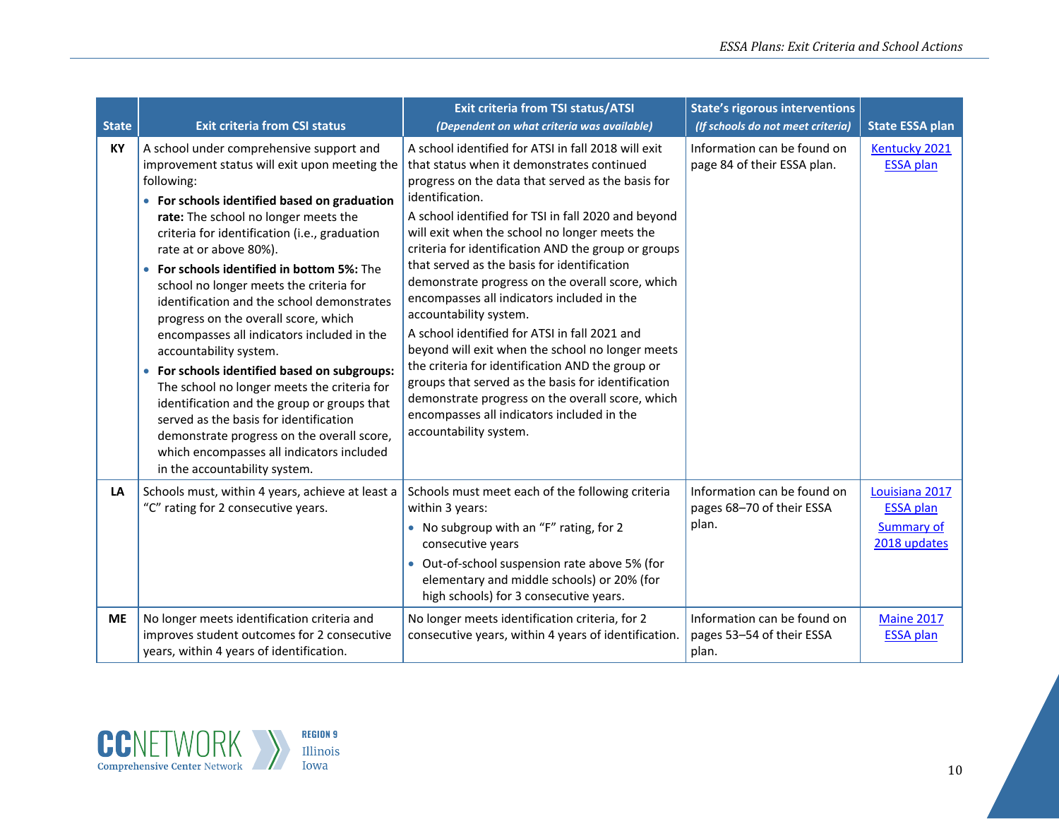| State | Exit criteria from CSI status | Exit criteria from TSI status/ATSI *(Dependent on what criteria was available)* | State's rigorous interventions *(If schools do not meet criteria)* | State ESSA plan |
|---|---|---|---|---|
| **KY** | A school under comprehensive support and improvement status will exit upon meeting the following:<br>• **For schools identified based on graduation rate:** The school no longer meets the criteria for identification (i.e., graduation rate at or above 80%).<br>• **For schools identified in bottom 5%:** The school no longer meets the criteria for identification and the school demonstrates progress on the overall score, which encompasses all indicators included in the accountability system.<br>• **For schools identified based on subgroups:** The school no longer meets the criteria for identification and the group or groups that served as the basis for identification demonstrate progress on the overall score, which encompasses all indicators included in the accountability system. | A school identified for ATSI in fall 2018 will exit that status when it demonstrates continued progress on the data that served as the basis for identification.<br>A school identified for TSI in fall 2020 and beyond will exit when the school no longer meets the criteria for identification AND the group or groups that served as the basis for identification demonstrate progress on the overall score, which encompasses all indicators included in the accountability system.<br>A school identified for ATSI in fall 2021 and beyond will exit when the school no longer meets the criteria for identification AND the group or groups that served as the basis for identification demonstrate progress on the overall score, which encompasses all indicators included in the accountability system. | Information can be found on page 84 of their ESSA plan. | Kentucky 2021 ESSA plan |
| **LA** | Schools must, within 4 years, achieve at least a "C" rating for 2 consecutive years. | Schools must meet each of the following criteria within 3 years:<br>• No subgroup with an "F" rating, for 2 consecutive years<br>• Out-of-school suspension rate above 5% (for elementary and middle schools) or 20% (for high schools) for 3 consecutive years. | Information can be found on pages 68–70 of their ESSA plan. | Louisiana 2017 ESSA plan<br>Summary of 2018 updates |
| **ME** | No longer meets identification criteria and improves student outcomes for 2 consecutive years, within 4 years of identification. | No longer meets identification criteria, for 2 consecutive years, within 4 years of identification. | Information can be found on pages 53–54 of their ESSA plan. | Maine 2017 ESSA plan |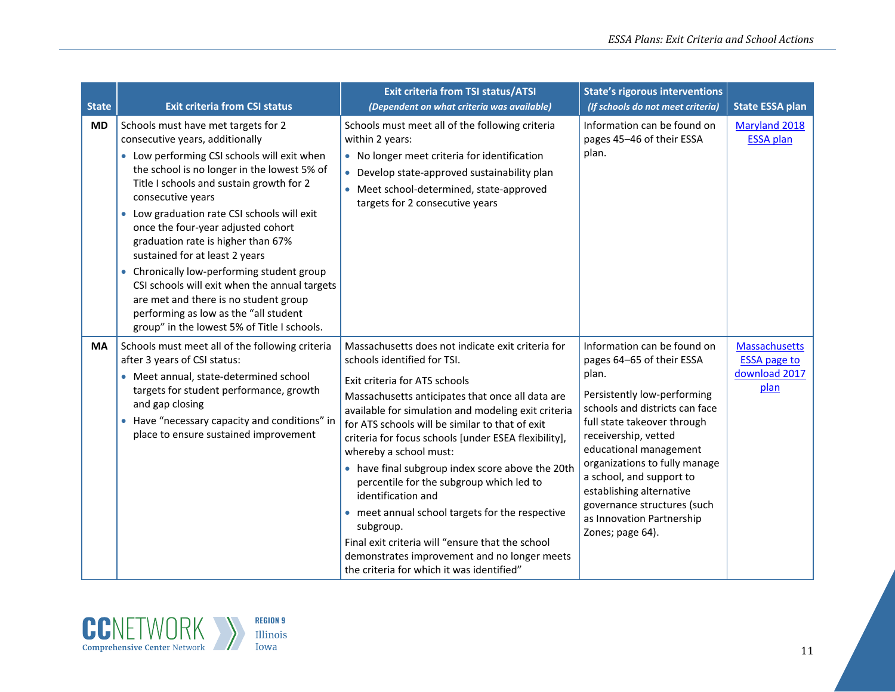| State | Exit criteria from CSI status | Exit criteria from TSI status/ATSI *(Dependent on what criteria was available)* | State's rigorous interventions *(If schools do not meet criteria)* | State ESSA plan |
|---|---|---|---|---|
| **MD** | Schools must have met targets for 2 consecutive years, additionally<br>• Low performing CSI schools will exit when the school is no longer in the lowest 5% of Title I schools and sustain growth for 2 consecutive years<br>• Low graduation rate CSI schools will exit once the four-year adjusted cohort graduation rate is higher than 67% sustained for at least 2 years<br>• Chronically low-performing student group CSI schools will exit when the annual targets are met and there is no student group performing as low as the "all student group" in the lowest 5% of Title I schools. | Schools must meet all of the following criteria within 2 years:<br>• No longer meet criteria for identification<br>• Develop state-approved sustainability plan<br>• Meet school-determined, state-approved targets for 2 consecutive years | Information can be found on pages 45–46 of their ESSA plan. | Maryland 2018 ESSA plan |
| **MA** | Schools must meet all of the following criteria after 3 years of CSI status:<br>• Meet annual, state-determined school targets for student performance, growth and gap closing<br>• Have "necessary capacity and conditions" in place to ensure sustained improvement | Massachusetts does not indicate exit criteria for schools identified for TSI.<br><br>Exit criteria for ATS schools<br>Massachusetts anticipates that once all data are available for simulation and modeling exit criteria for ATS schools will be similar to that of exit criteria for focus schools [under ESEA flexibility], whereby a school must:<br>• have final subgroup index score above the 20th percentile for the subgroup which led to identification and<br>• meet annual school targets for the respective subgroup.<br>Final exit criteria will "ensure that the school demonstrates improvement and no longer meets the criteria for which it was identified" | Information can be found on pages 64–65 of their ESSA plan.<br><br>Persistently low-performing schools and districts can face full state takeover through receivership, vetted educational management organizations to fully manage a school, and support to establishing alternative governance structures (such as Innovation Partnership Zones; page 64). | Massachusetts ESSA page to download 2017 plan |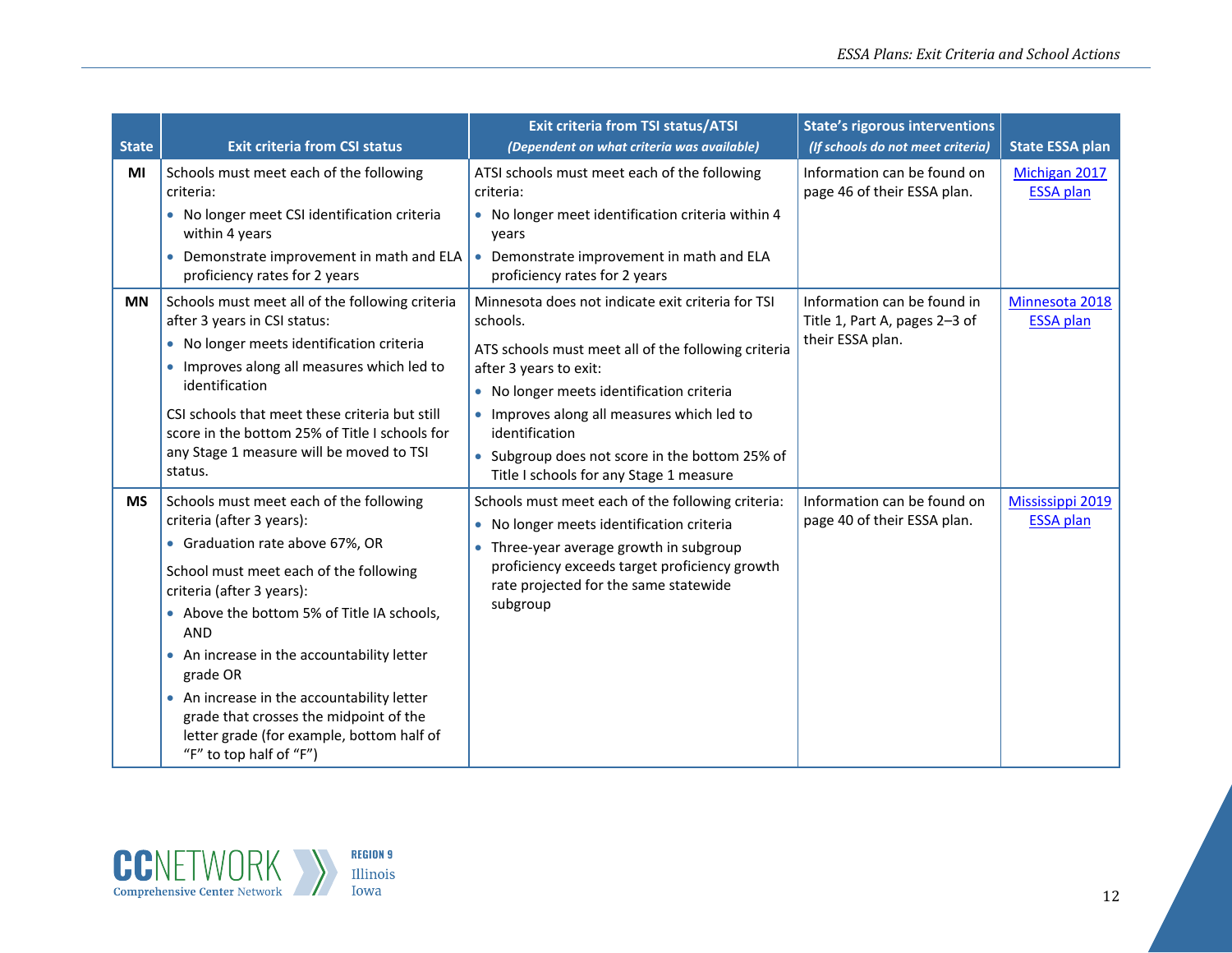| State | Exit criteria from CSI status | Exit criteria from TSI status/ATSI *(Dependent on what criteria was available)* | State's rigorous interventions *(If schools do not meet criteria)* | State ESSA plan |
|---|---|---|---|---|
| MI | Schools must meet each of the following criteria:<br>• No longer meet CSI identification criteria within 4 years<br>• Demonstrate improvement in math and ELA proficiency rates for 2 years | ATSI schools must meet each of the following criteria:<br>• No longer meet identification criteria within 4 years<br>• Demonstrate improvement in math and ELA proficiency rates for 2 years | Information can be found on page 46 of their ESSA plan. | Michigan 2017 ESSA plan |
| MN | Schools must meet all of the following criteria after 3 years in CSI status:<br>• No longer meets identification criteria<br>• Improves along all measures which led to identification<br><br>CSI schools that meet these criteria but still score in the bottom 25% of Title I schools for any Stage 1 measure will be moved to TSI status. | Minnesota does not indicate exit criteria for TSI schools.<br><br>ATS schools must meet all of the following criteria after 3 years to exit:<br>• No longer meets identification criteria<br>• Improves along all measures which led to identification<br>• Subgroup does not score in the bottom 25% of Title I schools for any Stage 1 measure | Information can be found in Title 1, Part A, pages 2–3 of their ESSA plan. | Minnesota 2018 ESSA plan |
| MS | Schools must meet each of the following criteria (after 3 years):<br>• Graduation rate above 67%, OR<br><br>School must meet each of the following criteria (after 3 years):<br>• Above the bottom 5% of Title IA schools, AND<br>• An increase in the accountability letter grade OR<br>• An increase in the accountability letter grade that crosses the midpoint of the letter grade (for example, bottom half of "F" to top half of "F") | Schools must meet each of the following criteria:<br>• No longer meets identification criteria<br>• Three-year average growth in subgroup proficiency exceeds target proficiency growth rate projected for the same statewide subgroup | Information can be found on page 40 of their ESSA plan. | Mississippi 2019 ESSA plan |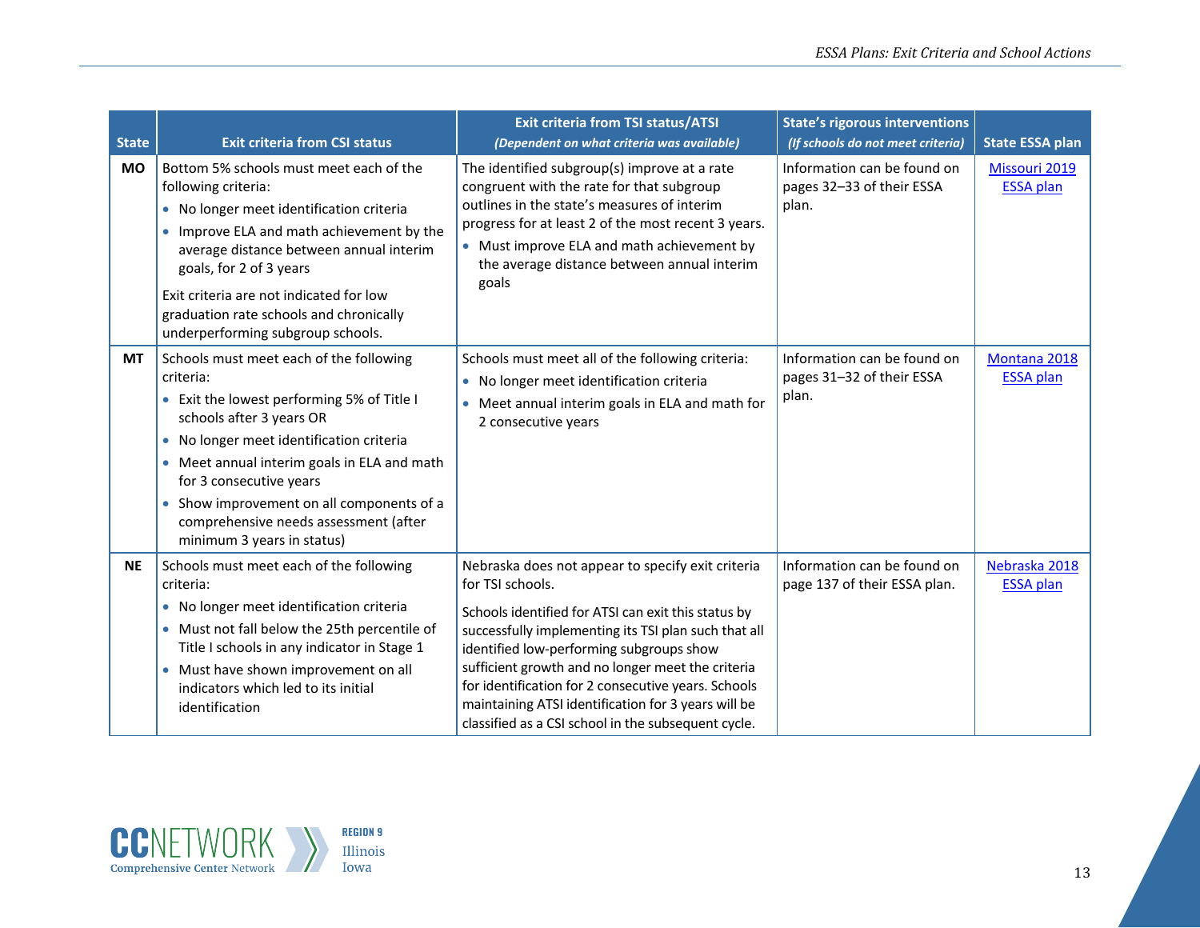| State | Exit criteria from CSI status | Exit criteria from TSI status/ATSI *(Dependent on what criteria was available)* | State's rigorous interventions *(If schools do not meet criteria)* | State ESSA plan |
|---|---|---|---|---|
| **MO** | Bottom 5% schools must meet each of the following criteria:<br>• No longer meet identification criteria<br>• Improve ELA and math achievement by the average distance between annual interim goals, for 2 of 3 years<br><br>Exit criteria are not indicated for low graduation rate schools and chronically underperforming subgroup schools. | The identified subgroup(s) improve at a rate congruent with the rate for that subgroup outlines in the state's measures of interim progress for at least 2 of the most recent 3 years.<br>• Must improve ELA and math achievement by the average distance between annual interim goals | Information can be found on pages 32–33 of their ESSA plan. | Missouri 2019 ESSA plan |
| **MT** | Schools must meet each of the following criteria:<br>• Exit the lowest performing 5% of Title I schools after 3 years OR<br>• No longer meet identification criteria<br>• Meet annual interim goals in ELA and math for 3 consecutive years<br>• Show improvement on all components of a comprehensive needs assessment (after minimum 3 years in status) | Schools must meet all of the following criteria:<br>• No longer meet identification criteria<br>• Meet annual interim goals in ELA and math for 2 consecutive years | Information can be found on pages 31–32 of their ESSA plan. | Montana 2018 ESSA plan |
| **NE** | Schools must meet each of the following criteria:<br>• No longer meet identification criteria<br>• Must not fall below the 25th percentile of Title I schools in any indicator in Stage 1<br>• Must have shown improvement on all indicators which led to its initial identification | Nebraska does not appear to specify exit criteria for TSI schools.<br><br>Schools identified for ATSI can exit this status by successfully implementing its TSI plan such that all identified low-performing subgroups show sufficient growth and no longer meet the criteria for identification for 2 consecutive years. Schools maintaining ATSI identification for 3 years will be classified as a CSI school in the subsequent cycle. | Information can be found on page 137 of their ESSA plan. | Nebraska 2018 ESSA plan |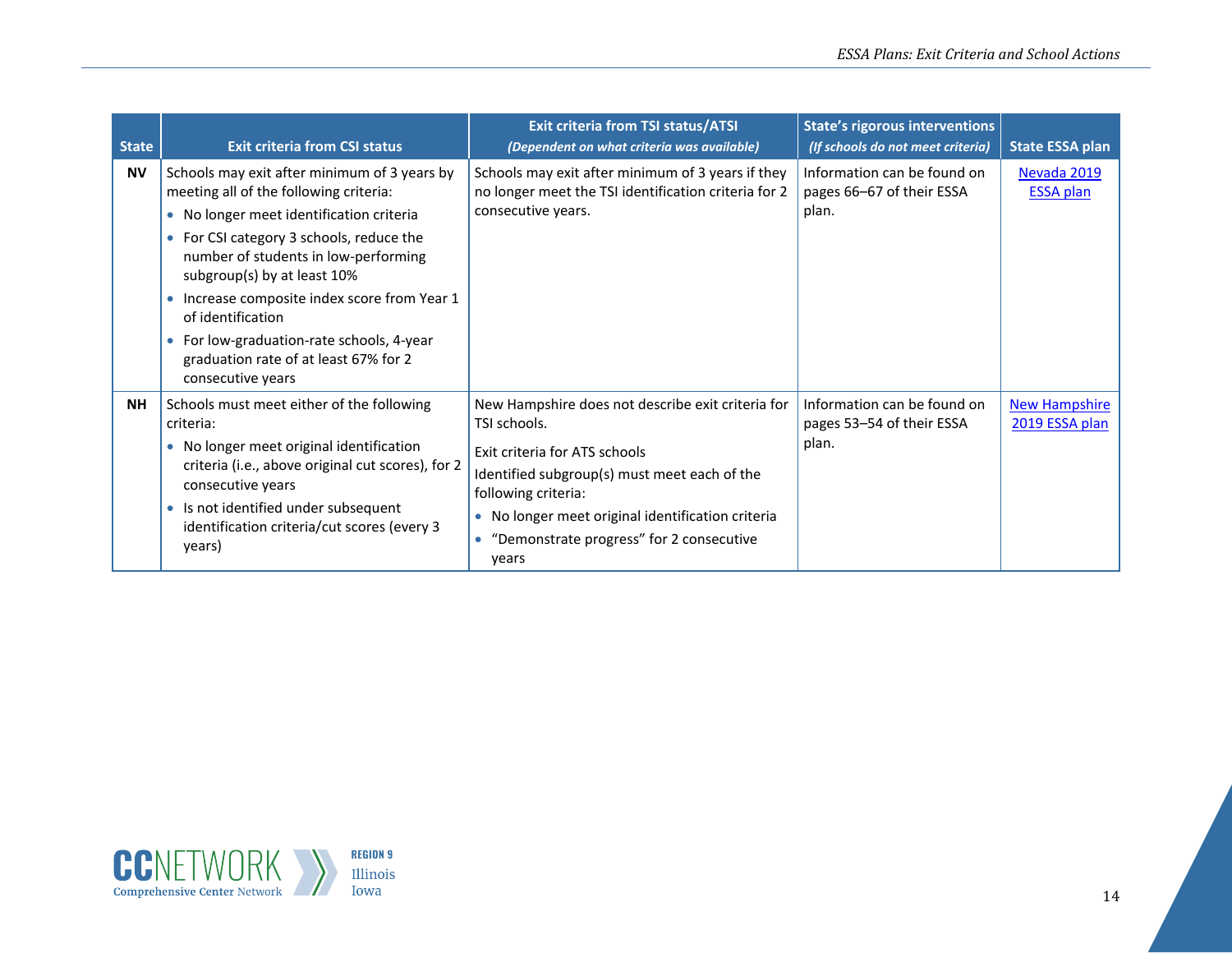| State | Exit criteria from CSI status | Exit criteria from TSI status/ATSI *(Dependent on what criteria was available)* | State's rigorous interventions *(If schools do not meet criteria)* | State ESSA plan |
|---|---|---|---|---|
| **NV** | Schools may exit after minimum of 3 years by meeting all of the following criteria:<br>• No longer meet identification criteria<br>• For CSI category 3 schools, reduce the number of students in low-performing subgroup(s) by at least 10%<br>• Increase composite index score from Year 1 of identification<br>• For low-graduation-rate schools, 4-year graduation rate of at least 67% for 2 consecutive years | Schools may exit after minimum of 3 years if they no longer meet the TSI identification criteria for 2 consecutive years. | Information can be found on pages 66–67 of their ESSA plan. | Nevada 2019 ESSA plan |
| **NH** | Schools must meet either of the following criteria:<br>• No longer meet original identification criteria (i.e., above original cut scores), for 2 consecutive years<br>• Is not identified under subsequent identification criteria/cut scores (every 3 years) | New Hampshire does not describe exit criteria for TSI schools.<br>Exit criteria for ATS schools<br>Identified subgroup(s) must meet each of the following criteria:<br>• No longer meet original identification criteria<br>• "Demonstrate progress" for 2 consecutive years | Information can be found on pages 53–54 of their ESSA plan. | New Hampshire 2019 ESSA plan |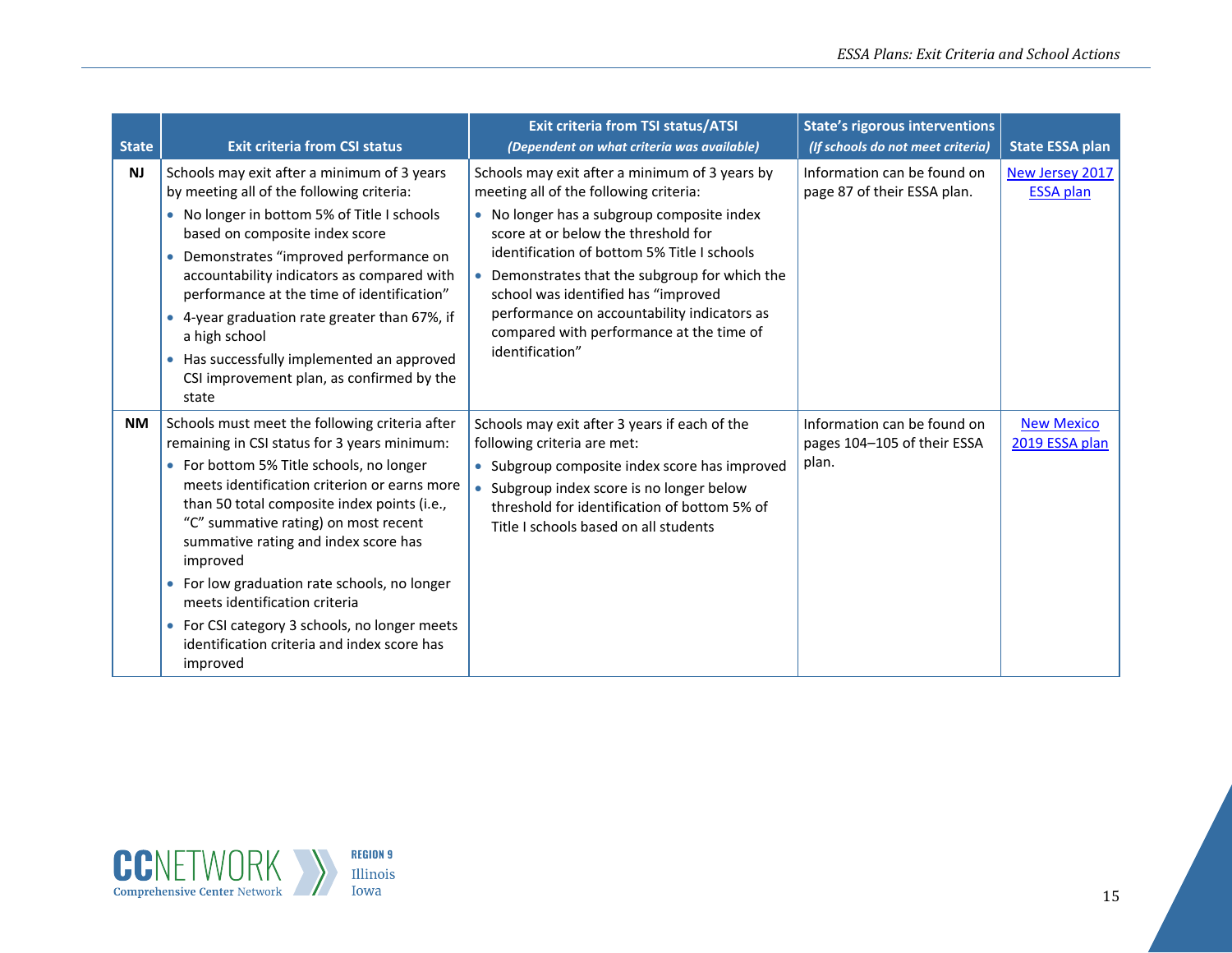| State | Exit criteria from CSI status | Exit criteria from TSI status/ATSI *(Dependent on what criteria was available)* | State's rigorous interventions *(If schools do not meet criteria)* | State ESSA plan |
|---|---|---|---|---|
| **NJ** | Schools may exit after a minimum of 3 years by meeting all of the following criteria:<br>• No longer in bottom 5% of Title I schools based on composite index score<br>• Demonstrates "improved performance on accountability indicators as compared with performance at the time of identification"<br>• 4-year graduation rate greater than 67%, if a high school<br>• Has successfully implemented an approved CSI improvement plan, as confirmed by the state | Schools may exit after a minimum of 3 years by meeting all of the following criteria:<br>• No longer has a subgroup composite index score at or below the threshold for identification of bottom 5% Title I schools<br>• Demonstrates that the subgroup for which the school was identified has "improved performance on accountability indicators as compared with performance at the time of identification" | Information can be found on page 87 of their ESSA plan. | New Jersey 2017 ESSA plan |
| **NM** | Schools must meet the following criteria after remaining in CSI status for 3 years minimum:<br>• For bottom 5% Title schools, no longer meets identification criterion or earns more than 50 total composite index points (i.e., "C" summative rating) on most recent summative rating and index score has improved<br>• For low graduation rate schools, no longer meets identification criteria<br>• For CSI category 3 schools, no longer meets identification criteria and index score has improved | Schools may exit after 3 years if each of the following criteria are met:<br>• Subgroup composite index score has improved<br>• Subgroup index score is no longer below threshold for identification of bottom 5% of Title I schools based on all students | Information can be found on pages 104–105 of their ESSA plan. | New Mexico 2019 ESSA plan |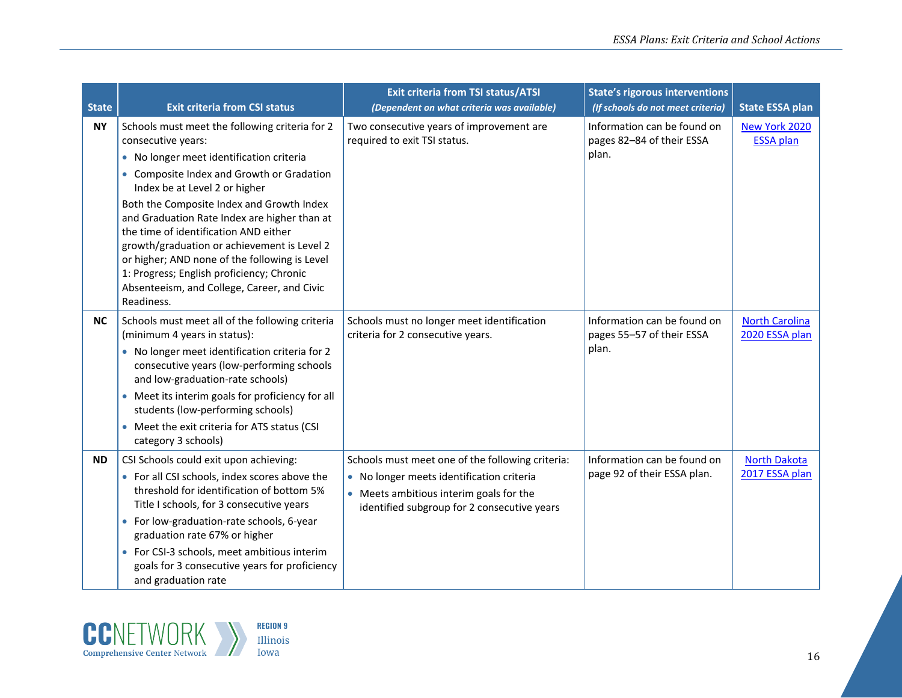| State | Exit criteria from CSI status | Exit criteria from TSI status/ATSI *(Dependent on what criteria was available)* | State's rigorous interventions *(If schools do not meet criteria)* | State ESSA plan |
|---|---|---|---|---|
| **NY** | Schools must meet the following criteria for 2 consecutive years:<br>• No longer meet identification criteria<br>• Composite Index and Growth or Gradation Index be at Level 2 or higher<br>Both the Composite Index and Growth Index and Graduation Rate Index are higher than at the time of identification AND either growth/graduation or achievement is Level 2 or higher; AND none of the following is Level 1: Progress; English proficiency; Chronic Absenteeism, and College, Career, and Civic Readiness. | Two consecutive years of improvement are required to exit TSI status. | Information can be found on pages 82–84 of their ESSA plan. | New York 2020 ESSA plan |
| **NC** | Schools must meet all of the following criteria (minimum 4 years in status):<br>• No longer meet identification criteria for 2 consecutive years (low-performing schools and low-graduation-rate schools)<br>• Meet its interim goals for proficiency for all students (low-performing schools)<br>• Meet the exit criteria for ATS status (CSI category 3 schools) | Schools must no longer meet identification criteria for 2 consecutive years. | Information can be found on pages 55–57 of their ESSA plan. | North Carolina 2020 ESSA plan |
| **ND** | CSI Schools could exit upon achieving:<br>• For all CSI schools, index scores above the threshold for identification of bottom 5% Title I schools, for 3 consecutive years<br>• For low-graduation-rate schools, 6-year graduation rate 67% or higher<br>• For CSI-3 schools, meet ambitious interim goals for 3 consecutive years for proficiency and graduation rate | Schools must meet one of the following criteria:<br>• No longer meets identification criteria<br>• Meets ambitious interim goals for the identified subgroup for 2 consecutive years | Information can be found on page 92 of their ESSA plan. | North Dakota 2017 ESSA plan |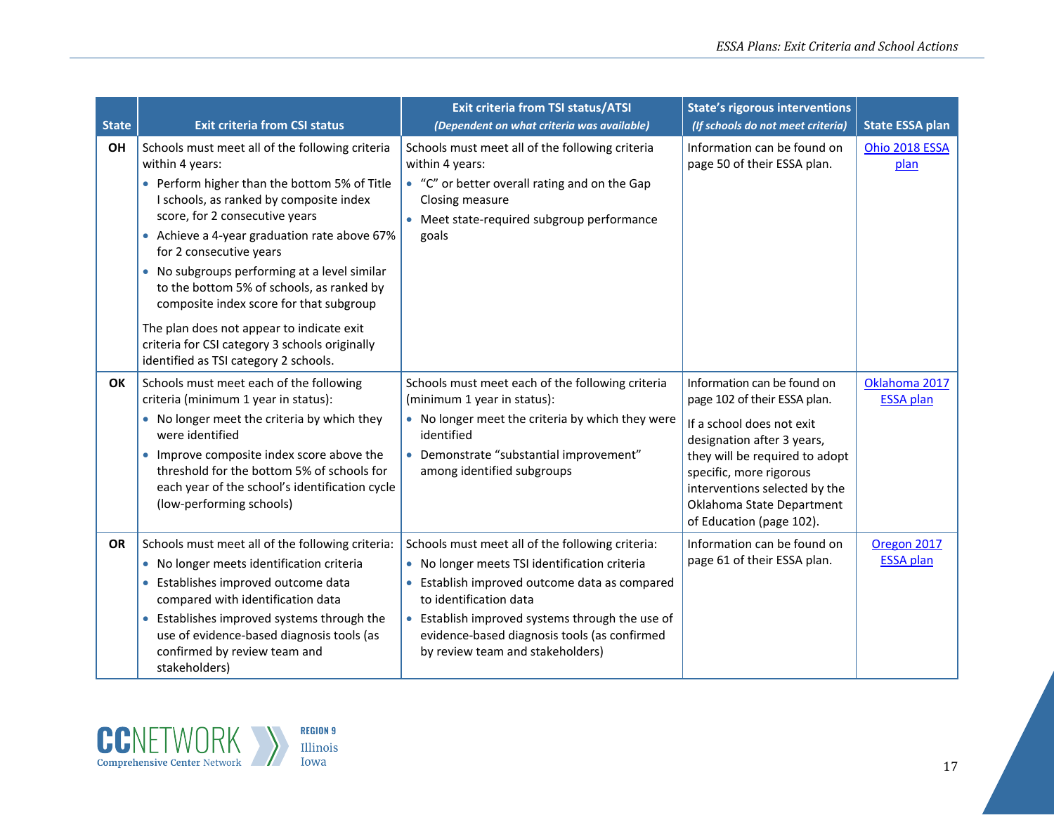| State | Exit criteria from CSI status | Exit criteria from TSI status/ATSI *(Dependent on what criteria was available)* | State's rigorous interventions *(If schools do not meet criteria)* | State ESSA plan |
|---|---|---|---|---|
| OH | Schools must meet all of the following criteria within 4 years:<br>• Perform higher than the bottom 5% of Title I schools, as ranked by composite index score, for 2 consecutive years<br>• Achieve a 4-year graduation rate above 67% for 2 consecutive years<br>• No subgroups performing at a level similar to the bottom 5% of schools, as ranked by composite index score for that subgroup<br><br>The plan does not appear to indicate exit criteria for CSI category 3 schools originally identified as TSI category 2 schools. | Schools must meet all of the following criteria within 4 years:<br>• "C" or better overall rating and on the Gap Closing measure<br>• Meet state-required subgroup performance goals | Information can be found on page 50 of their ESSA plan. | Ohio 2018 ESSA plan |
| OK | Schools must meet each of the following criteria (minimum 1 year in status):<br>• No longer meet the criteria by which they were identified<br>• Improve composite index score above the threshold for the bottom 5% of schools for each year of the school's identification cycle (low-performing schools) | Schools must meet each of the following criteria (minimum 1 year in status):<br>• No longer meet the criteria by which they were identified<br>• Demonstrate "substantial improvement" among identified subgroups | Information can be found on page 102 of their ESSA plan.<br><br>If a school does not exit designation after 3 years, they will be required to adopt specific, more rigorous interventions selected by the Oklahoma State Department of Education (page 102). | Oklahoma 2017 ESSA plan |
| OR | Schools must meet all of the following criteria:<br>• No longer meets identification criteria<br>• Establishes improved outcome data compared with identification data<br>• Establishes improved systems through the use of evidence-based diagnosis tools (as confirmed by review team and stakeholders) | Schools must meet all of the following criteria:<br>• No longer meets TSI identification criteria<br>• Establish improved outcome data as compared to identification data<br>• Establish improved systems through the use of evidence-based diagnosis tools (as confirmed by review team and stakeholders) | Information can be found on page 61 of their ESSA plan. | Oregon 2017 ESSA plan |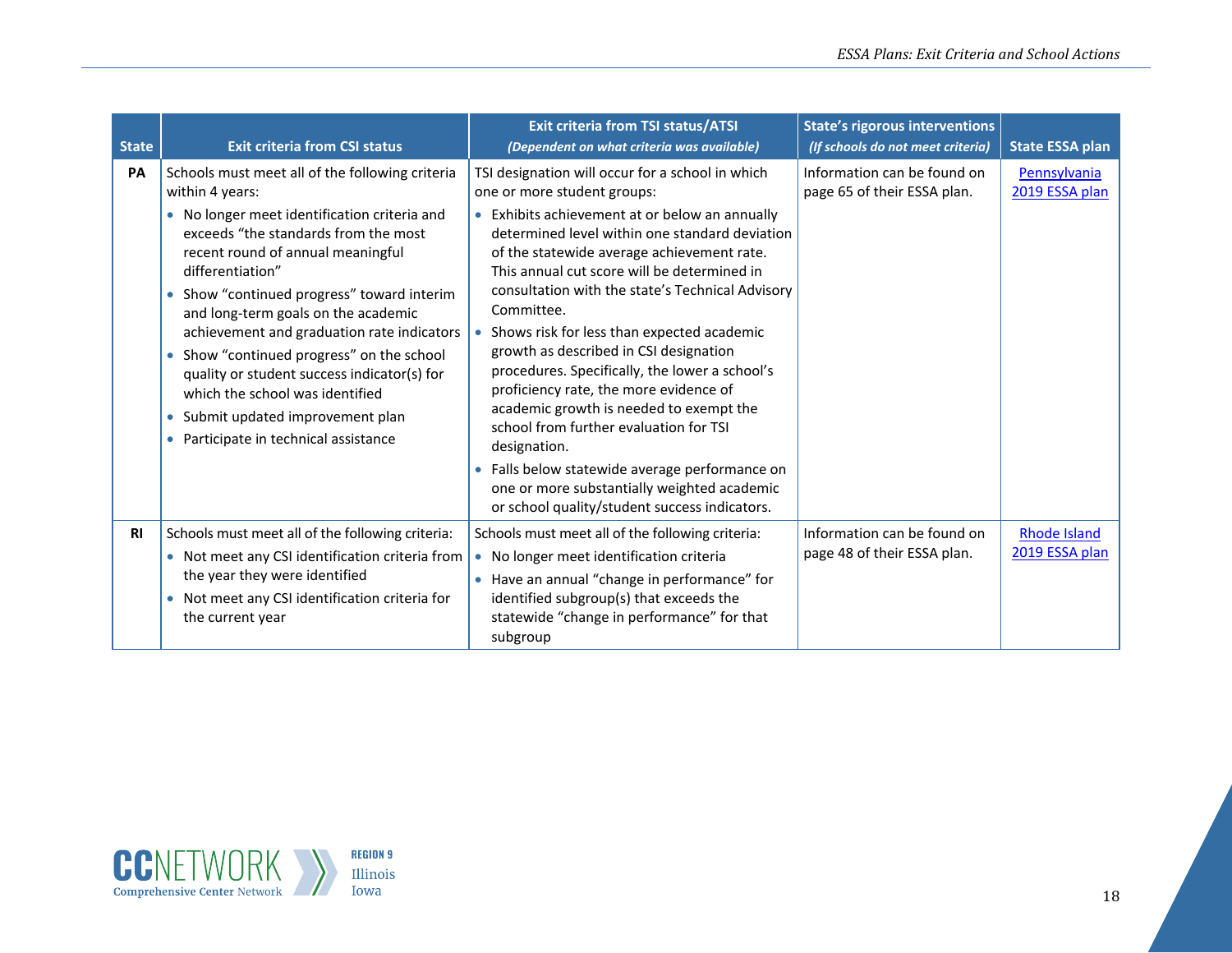| State | Exit criteria from CSI status | Exit criteria from TSI status/ATSI *(Dependent on what criteria was available)* | State's rigorous interventions *(If schools do not meet criteria)* | State ESSA plan |
|---|---|---|---|---|
| PA | Schools must meet all of the following criteria within 4 years:<br>• No longer meet identification criteria and exceeds "the standards from the most recent round of annual meaningful differentiation"<br>• Show "continued progress" toward interim and long-term goals on the academic achievement and graduation rate indicators<br>• Show "continued progress" on the school quality or student success indicator(s) for which the school was identified<br>• Submit updated improvement plan<br>• Participate in technical assistance | TSI designation will occur for a school in which one or more student groups:<br>• Exhibits achievement at or below an annually determined level within one standard deviation of the statewide average achievement rate. This annual cut score will be determined in consultation with the state's Technical Advisory Committee.<br>• Shows risk for less than expected academic growth as described in CSI designation procedures. Specifically, the lower a school's proficiency rate, the more evidence of academic growth is needed to exempt the school from further evaluation for TSI designation.<br>• Falls below statewide average performance on one or more substantially weighted academic or school quality/student success indicators. | Information can be found on page 65 of their ESSA plan. | Pennsylvania 2019 ESSA plan |
| RI | Schools must meet all of the following criteria:<br>• Not meet any CSI identification criteria from the year they were identified<br>• Not meet any CSI identification criteria for the current year | Schools must meet all of the following criteria:<br>• No longer meet identification criteria<br>• Have an annual "change in performance" for identified subgroup(s) that exceeds the statewide "change in performance" for that subgroup | Information can be found on page 48 of their ESSA plan. | Rhode Island 2019 ESSA plan |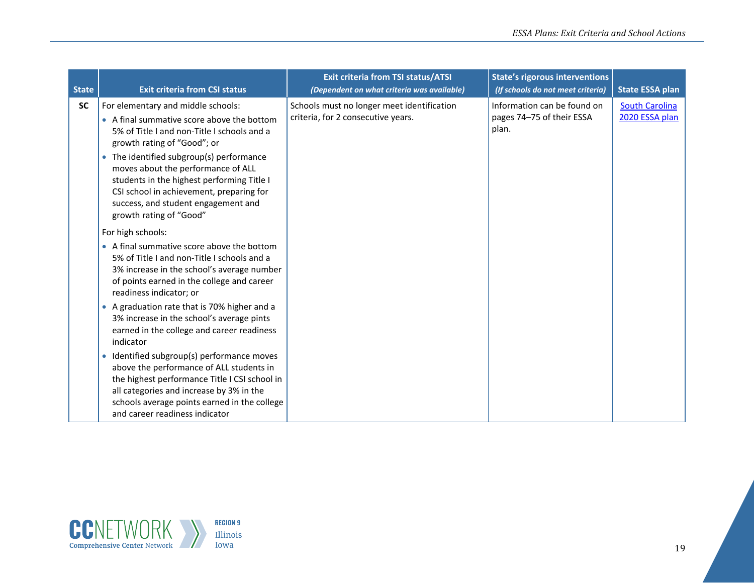| State | Exit criteria from CSI status | Exit criteria from TSI status/ATSI *(Dependent on what criteria was available)* | State's rigorous interventions *(If schools do not meet criteria)* | State ESSA plan |
|---|---|---|---|---|
| **SC** | For elementary and middle schools:<br>• A final summative score above the bottom 5% of Title I and non-Title I schools and a growth rating of "Good"; or<br>• The identified subgroup(s) performance moves about the performance of ALL students in the highest performing Title I CSI school in achievement, preparing for success, and student engagement and growth rating of "Good"<br><br>For high schools:<br>• A final summative score above the bottom 5% of Title I and non-Title I schools and a 3% increase in the school's average number of points earned in the college and career readiness indicator; or<br>• A graduation rate that is 70% higher and a 3% increase in the school's average pints earned in the college and career readiness indicator<br>• Identified subgroup(s) performance moves above the performance of ALL students in the highest performance Title I CSI school in all categories and increase by 3% in the schools average points earned in the college and career readiness indicator | Schools must no longer meet identification criteria, for 2 consecutive years. | Information can be found on pages 74–75 of their ESSA plan. | South Carolina 2020 ESSA plan |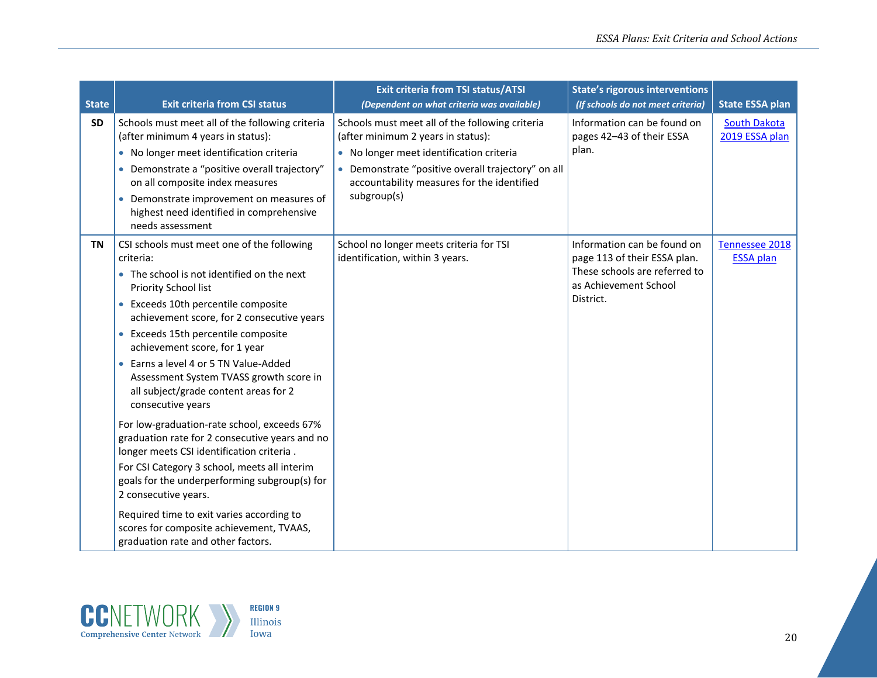| State | Exit criteria from CSI status | Exit criteria from TSI status/ATSI *(Dependent on what criteria was available)* | State's rigorous interventions *(If schools do not meet criteria)* | State ESSA plan |
|---|---|---|---|---|
| **SD** | Schools must meet all of the following criteria (after minimum 4 years in status):<br>• No longer meet identification criteria<br>• Demonstrate a "positive overall trajectory" on all composite index measures<br>• Demonstrate improvement on measures of highest need identified in comprehensive needs assessment | Schools must meet all of the following criteria (after minimum 2 years in status):<br>• No longer meet identification criteria<br>• Demonstrate "positive overall trajectory" on all accountability measures for the identified subgroup(s) | Information can be found on pages 42–43 of their ESSA plan. | South Dakota 2019 ESSA plan |
| **TN** | CSI schools must meet one of the following criteria:<br>• The school is not identified on the next Priority School list<br>• Exceeds 10th percentile composite achievement score, for 2 consecutive years<br>• Exceeds 15th percentile composite achievement score, for 1 year<br>• Earns a level 4 or 5 TN Value-Added Assessment System TVASS growth score in all subject/grade content areas for 2 consecutive years<br><br>For low-graduation-rate school, exceeds 67% graduation rate for 2 consecutive years and no longer meets CSI identification criteria .<br>For CSI Category 3 school, meets all interim goals for the underperforming subgroup(s) for 2 consecutive years.<br><br>Required time to exit varies according to scores for composite achievement, TVAAS, graduation rate and other factors. | School no longer meets criteria for TSI identification, within 3 years. | Information can be found on page 113 of their ESSA plan. These schools are referred to as Achievement School District. | Tennessee 2018 ESSA plan |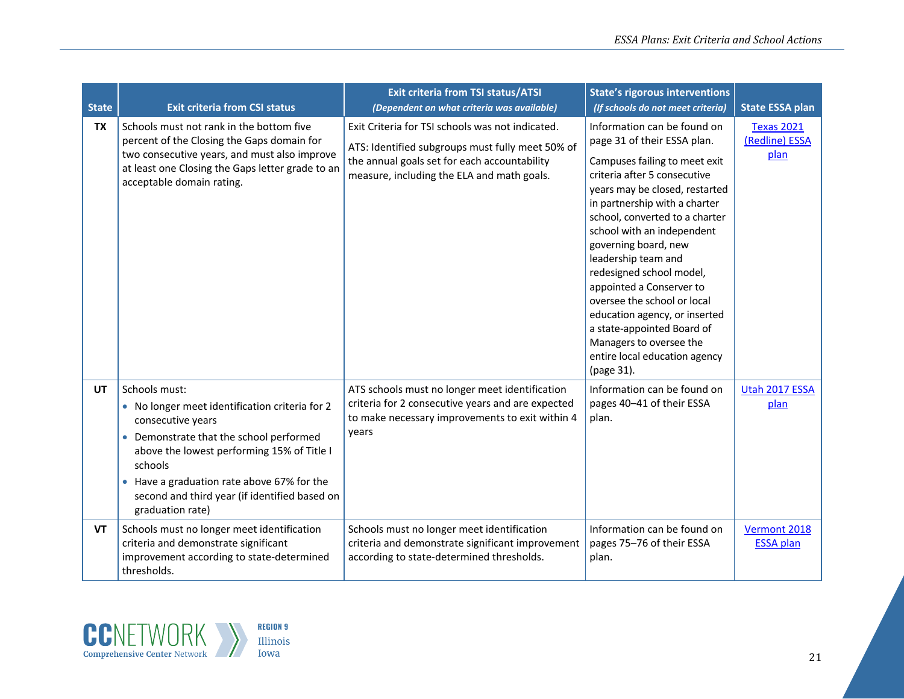| State | Exit criteria from CSI status | Exit criteria from TSI status/ATSI *(Dependent on what criteria was available)* | State's rigorous interventions *(If schools do not meet criteria)* | State ESSA plan |
|---|---|---|---|---|
| **TX** | Schools must not rank in the bottom five percent of the Closing the Gaps domain for two consecutive years, and must also improve at least one Closing the Gaps letter grade to an acceptable domain rating. | Exit Criteria for TSI schools was not indicated.<br><br>ATS: Identified subgroups must fully meet 50% of the annual goals set for each accountability measure, including the ELA and math goals. | Information can be found on page 31 of their ESSA plan.<br><br>Campuses failing to meet exit criteria after 5 consecutive years may be closed, restarted in partnership with a charter school, converted to a charter school with an independent governing board, new leadership team and redesigned school model, appointed a Conserver to oversee the school or local education agency, or inserted a state-appointed Board of Managers to oversee the entire local education agency (page 31). | Texas 2021 (Redline) ESSA plan |
| **UT** | Schools must:<br>• No longer meet identification criteria for 2 consecutive years<br>• Demonstrate that the school performed above the lowest performing 15% of Title I schools<br>• Have a graduation rate above 67% for the second and third year (if identified based on graduation rate) | ATS schools must no longer meet identification criteria for 2 consecutive years and are expected to make necessary improvements to exit within 4 years | Information can be found on pages 40–41 of their ESSA plan. | Utah 2017 ESSA plan |
| **VT** | Schools must no longer meet identification criteria and demonstrate significant improvement according to state-determined thresholds. | Schools must no longer meet identification criteria and demonstrate significant improvement according to state-determined thresholds. | Information can be found on pages 75–76 of their ESSA plan. | Vermont 2018 ESSA plan |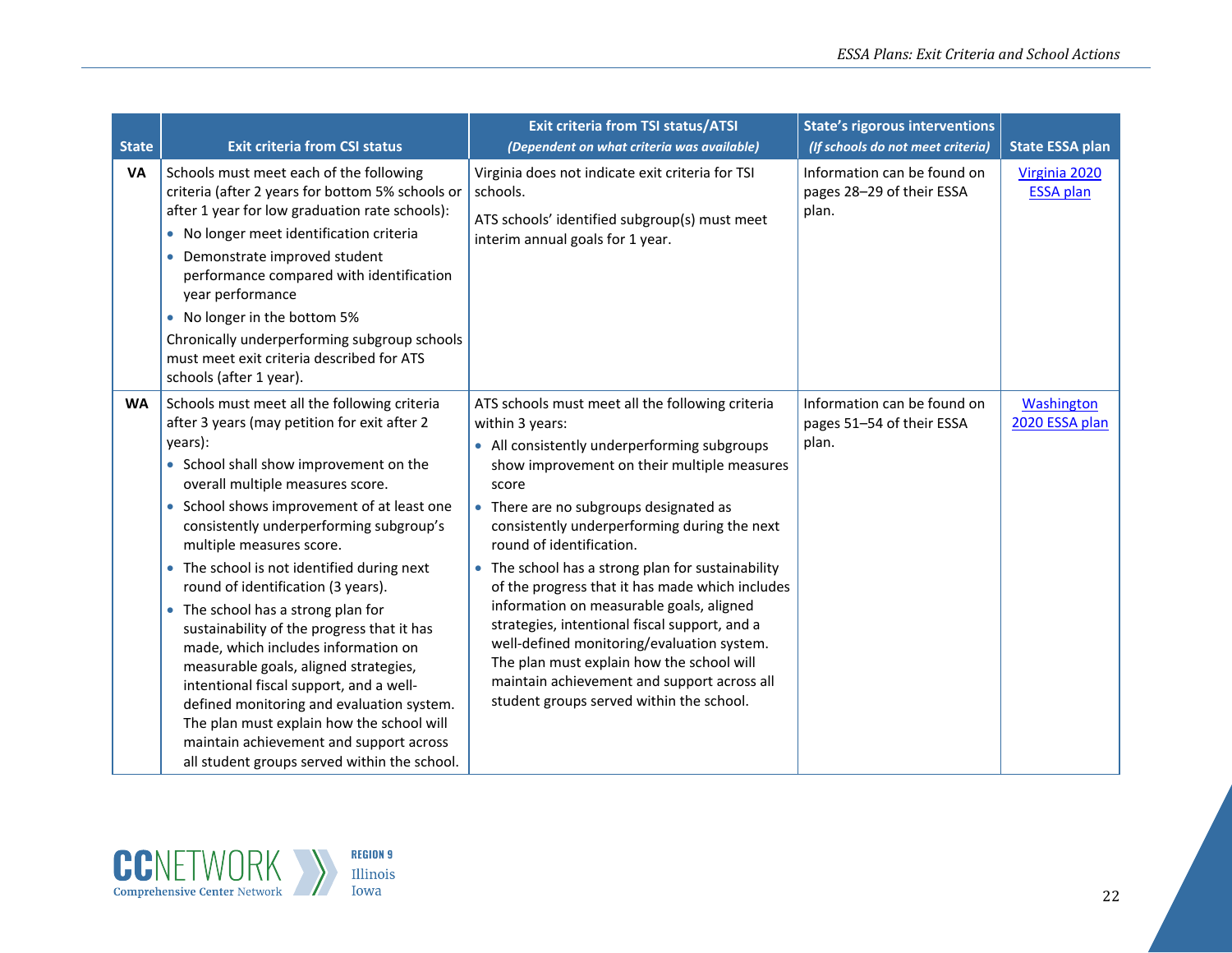| State | Exit criteria from CSI status | Exit criteria from TSI status/ATSI *(Dependent on what criteria was available)* | State's rigorous interventions *(If schools do not meet criteria)* | State ESSA plan |
|---|---|---|---|---|
| **VA** | Schools must meet each of the following criteria (after 2 years for bottom 5% schools or after 1 year for low graduation rate schools):<br>• No longer meet identification criteria<br>• Demonstrate improved student performance compared with identification year performance<br>• No longer in the bottom 5%<br>Chronically underperforming subgroup schools must meet exit criteria described for ATS schools (after 1 year). | Virginia does not indicate exit criteria for TSI schools.<br>ATS schools' identified subgroup(s) must meet interim annual goals for 1 year. | Information can be found on pages 28–29 of their ESSA plan. | Virginia 2020 ESSA plan |
| **WA** | Schools must meet all the following criteria after 3 years (may petition for exit after 2 years):<br>• School shall show improvement on the overall multiple measures score.<br>• School shows improvement of at least one consistently underperforming subgroup's multiple measures score.<br>• The school is not identified during next round of identification (3 years).<br>• The school has a strong plan for sustainability of the progress that it has made, which includes information on measurable goals, aligned strategies, intentional fiscal support, and a well-defined monitoring and evaluation system. The plan must explain how the school will maintain achievement and support across all student groups served within the school. | ATS schools must meet all the following criteria within 3 years:<br>• All consistently underperforming subgroups show improvement on their multiple measures score<br>• There are no subgroups designated as consistently underperforming during the next round of identification.<br>• The school has a strong plan for sustainability of the progress that it has made which includes information on measurable goals, aligned strategies, intentional fiscal support, and a well-defined monitoring/evaluation system. The plan must explain how the school will maintain achievement and support across all student groups served within the school. | Information can be found on pages 51–54 of their ESSA plan. | Washington 2020 ESSA plan |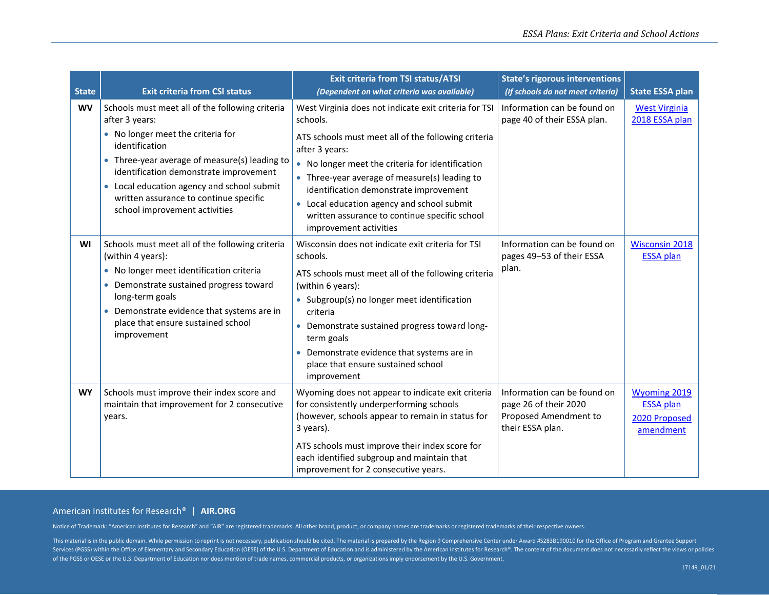| State | Exit criteria from CSI status | Exit criteria from TSI status/ATSI *(Dependent on what criteria was available)* | State's rigorous interventions *(If schools do not meet criteria)* | State ESSA plan |
|---|---|---|---|---|
| **WV** | Schools must meet all of the following criteria after 3 years:<br>• No longer meet the criteria for identification<br>• Three-year average of measure(s) leading to identification demonstrate improvement<br>• Local education agency and school submit written assurance to continue specific school improvement activities | West Virginia does not indicate exit criteria for TSI schools.<br><br>ATS schools must meet all of the following criteria after 3 years:<br>• No longer meet the criteria for identification<br>• Three-year average of measure(s) leading to identification demonstrate improvement<br>• Local education agency and school submit written assurance to continue specific school improvement activities | Information can be found on page 40 of their ESSA plan. | West Virginia 2018 ESSA plan |
| **WI** | Schools must meet all of the following criteria (within 4 years):<br>• No longer meet identification criteria<br>• Demonstrate sustained progress toward long-term goals<br>• Demonstrate evidence that systems are in place that ensure sustained school improvement | Wisconsin does not indicate exit criteria for TSI schools.<br><br>ATS schools must meet all of the following criteria (within 6 years):<br>• Subgroup(s) no longer meet identification criteria<br>• Demonstrate sustained progress toward long-term goals<br>• Demonstrate evidence that systems are in place that ensure sustained school improvement | Information can be found on pages 49–53 of their ESSA plan. | Wisconsin 2018 ESSA plan |
| **WY** | Schools must improve their index score and maintain that improvement for 2 consecutive years. | Wyoming does not appear to indicate exit criteria for consistently underperforming schools (however, schools appear to remain in status for 3 years).<br><br>ATS schools must improve their index score for each identified subgroup and maintain that improvement for 2 consecutive years. | Information can be found on page 26 of their 2020 Proposed Amendment to their ESSA plan. | Wyoming 2019 ESSA plan<br>2020 Proposed amendment |

American Institutes for Research® | **AIR.ORG**

Notice of Trademark: "American Institutes for Research" and "AIR" are registered trademarks. All other brand, product, or company names are trademarks or registered trademarks of their respective owners.

This material is in the public domain. While permission to reprint is not necessary, publication should be cited. The material is prepared by the Region 9 Comprehensive Center under Award #S283B190010 for the Office of Program and Grantee Support Services (PGSS) within the Office of Elementary and Secondary Education (OESE) of the U.S. Department of Education and is administered by the American Institutes for Research®. The content of the document does not necessarily reflect the views or policies of the PGSS or OESE or the U.S. Department of Education nor does mention of trade names, commercial products, or organizations imply endorsement by the U.S. Government.

17149_01/21